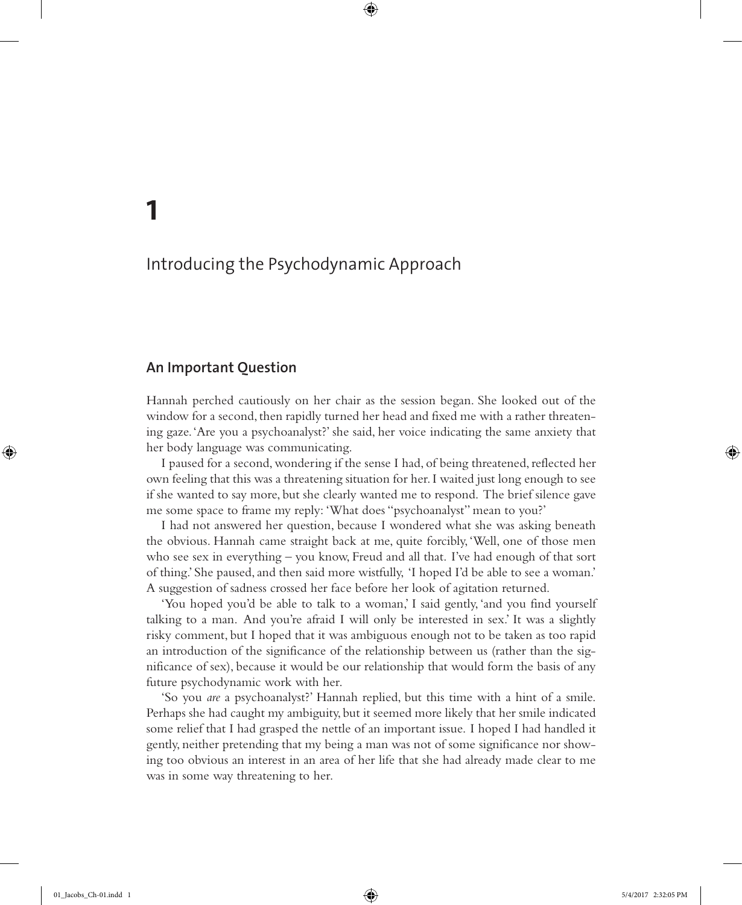# 1

# Introducing the Psychodynamic Approach

## An Important Question

Hannah perched cautiously on her chair as the session began. She looked out of the window for a second, then rapidly turned her head and fixed me with a rather threatening gaze. 'Are you a psychoanalyst?' she said, her voice indicating the same anxiety that her body language was communicating.

I paused for a second, wondering if the sense I had, of being threatened, reflected her own feeling that this was a threatening situation for her. I waited just long enough to see if she wanted to say more, but she clearly wanted me to respond. The brief silence gave me some space to frame my reply: 'What does "psychoanalyst" mean to you?'

I had not answered her question, because I wondered what she was asking beneath the obvious. Hannah came straight back at me, quite forcibly, 'Well, one of those men who see sex in everything – you know, Freud and all that. I've had enough of that sort of thing.' She paused, and then said more wistfully, 'I hoped I'd be able to see a woman.' A suggestion of sadness crossed her face before her look of agitation returned.

'You hoped you'd be able to talk to a woman,' I said gently, 'and you find yourself talking to a man. And you're afraid I will only be interested in sex.' It was a slightly risky comment, but I hoped that it was ambiguous enough not to be taken as too rapid an introduction of the significance of the relationship between us (rather than the significance of sex), because it would be our relationship that would form the basis of any future psychodynamic work with her.

'So you *are* a psychoanalyst?' Hannah replied, but this time with a hint of a smile. Perhaps she had caught my ambiguity, but it seemed more likely that her smile indicated some relief that I had grasped the nettle of an important issue. I hoped I had handled it gently, neither pretending that my being a man was not of some significance nor showing too obvious an interest in an area of her life that she had already made clear to me was in some way threatening to her.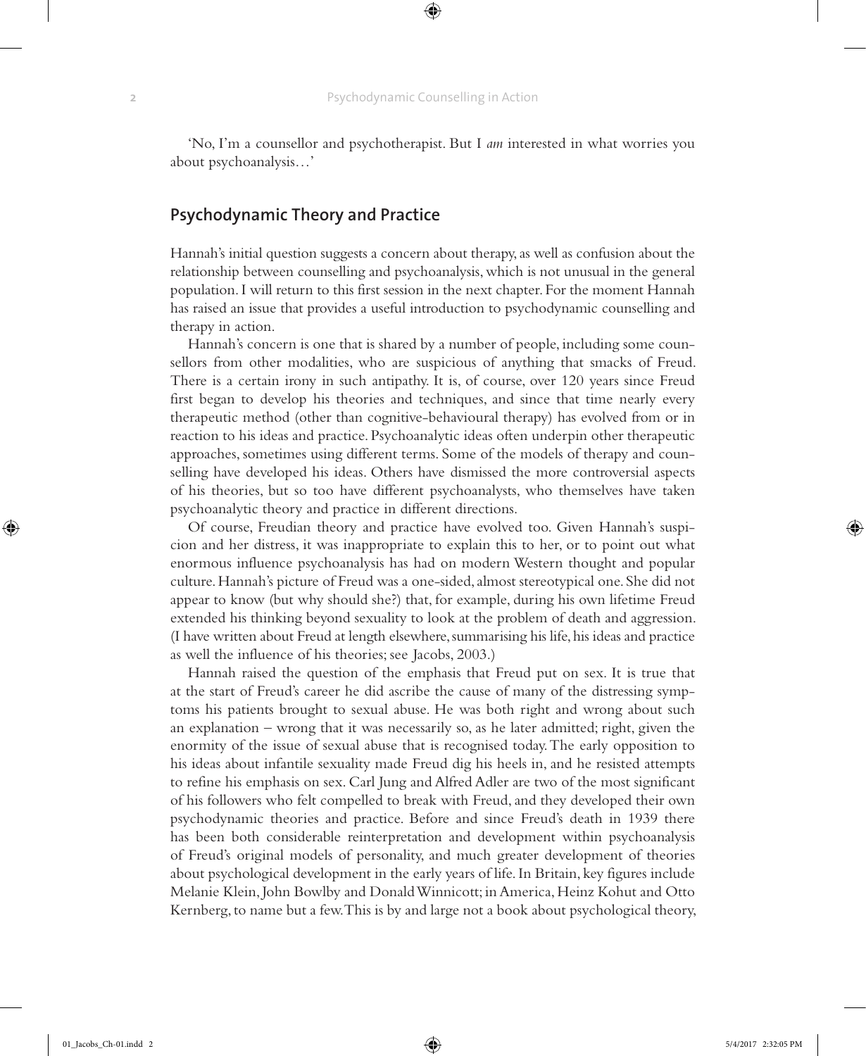'No, I'm a counsellor and psychotherapist. But I *am* interested in what worries you about psychoanalysis…'

## Psychodynamic Theory and Practice

Hannah's initial question suggests a concern about therapy, as well as confusion about the relationship between counselling and psychoanalysis, which is not unusual in the general population. I will return to this first session in the next chapter. For the moment Hannah has raised an issue that provides a useful introduction to psychodynamic counselling and therapy in action.

Hannah's concern is one that is shared by a number of people, including some counsellors from other modalities, who are suspicious of anything that smacks of Freud. There is a certain irony in such antipathy. It is, of course, over 120 years since Freud first began to develop his theories and techniques, and since that time nearly every therapeutic method (other than cognitive-behavioural therapy) has evolved from or in reaction to his ideas and practice. Psychoanalytic ideas often underpin other therapeutic approaches, sometimes using different terms. Some of the models of therapy and counselling have developed his ideas. Others have dismissed the more controversial aspects of his theories, but so too have different psychoanalysts, who themselves have taken psychoanalytic theory and practice in different directions.

Of course, Freudian theory and practice have evolved too. Given Hannah's suspicion and her distress, it was inappropriate to explain this to her, or to point out what enormous influence psychoanalysis has had on modern Western thought and popular culture. Hannah's picture of Freud was a one-sided, almost stereotypical one. She did not appear to know (but why should she?) that, for example, during his own lifetime Freud extended his thinking beyond sexuality to look at the problem of death and aggression. (I have written about Freud at length elsewhere, summarising his life, his ideas and practice as well the influence of his theories; see Jacobs, 2003.)

Hannah raised the question of the emphasis that Freud put on sex. It is true that at the start of Freud's career he did ascribe the cause of many of the distressing symptoms his patients brought to sexual abuse. He was both right and wrong about such an explanation – wrong that it was necessarily so, as he later admitted; right, given the enormity of the issue of sexual abuse that is recognised today. The early opposition to his ideas about infantile sexuality made Freud dig his heels in, and he resisted attempts to refine his emphasis on sex. Carl Jung and Alfred Adler are two of the most significant of his followers who felt compelled to break with Freud, and they developed their own psychodynamic theories and practice. Before and since Freud's death in 1939 there has been both considerable reinterpretation and development within psychoanalysis of Freud's original models of personality, and much greater development of theories about psychological development in the early years of life. In Britain, key figures include Melanie Klein, John Bowlby and Donald Winnicott; in America, Heinz Kohut and Otto Kernberg, to name but a few. This is by and large not a book about psychological theory,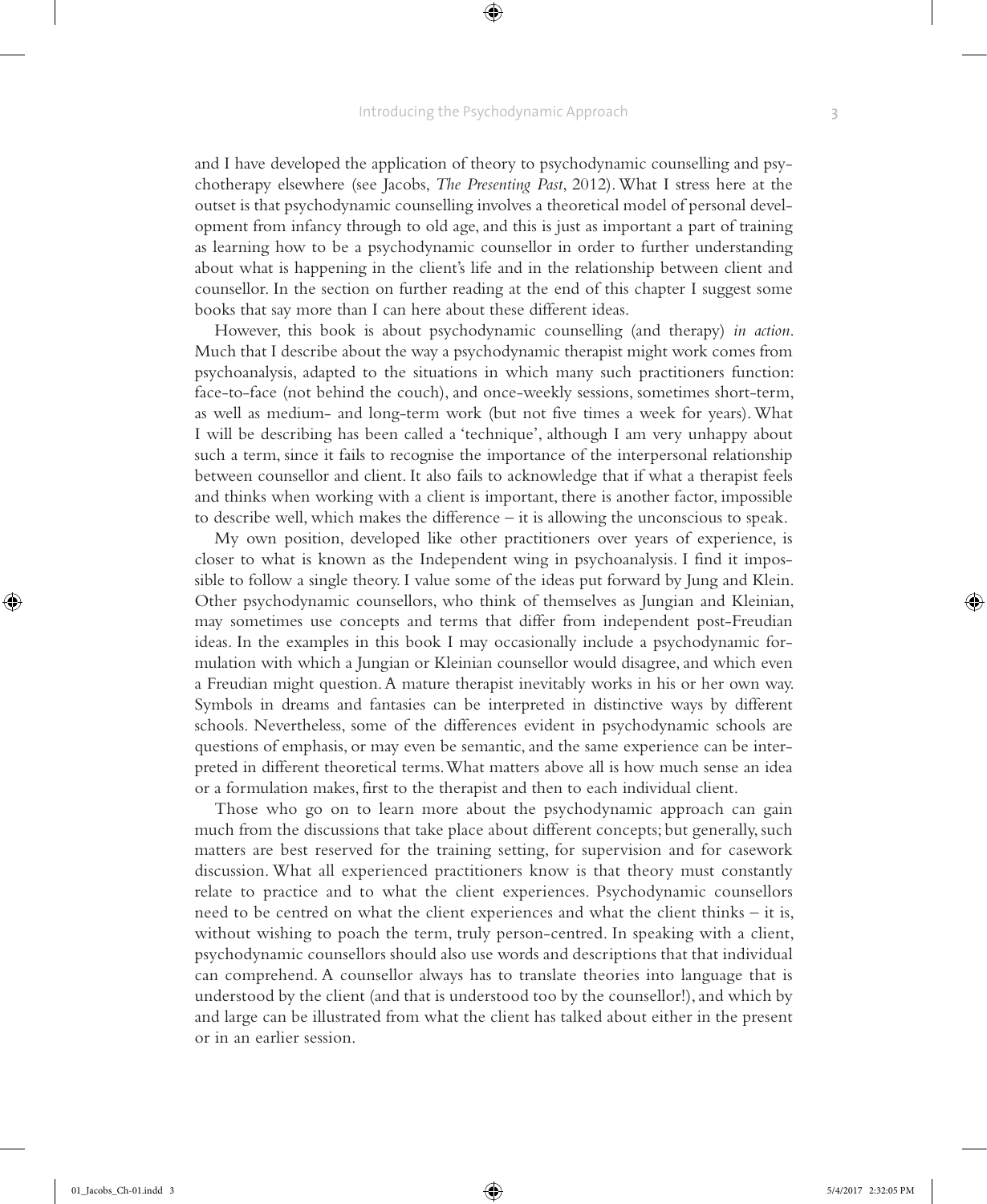and I have developed the application of theory to psychodynamic counselling and psychotherapy elsewhere (see Jacobs, *The Presenting Past*, 2012). What I stress here at the outset is that psychodynamic counselling involves a theoretical model of personal development from infancy through to old age, and this is just as important a part of training as learning how to be a psychodynamic counsellor in order to further understanding about what is happening in the client's life and in the relationship between client and counsellor. In the section on further reading at the end of this chapter I suggest some books that say more than I can here about these different ideas.

However, this book is about psychodynamic counselling (and therapy) *in action*. Much that I describe about the way a psychodynamic therapist might work comes from psychoanalysis, adapted to the situations in which many such practitioners function: face-to-face (not behind the couch), and once-weekly sessions, sometimes short-term, as well as medium- and long-term work (but not five times a week for years). What I will be describing has been called a 'technique', although I am very unhappy about such a term, since it fails to recognise the importance of the interpersonal relationship between counsellor and client. It also fails to acknowledge that if what a therapist feels and thinks when working with a client is important, there is another factor, impossible to describe well, which makes the difference – it is allowing the unconscious to speak.

My own position, developed like other practitioners over years of experience, is closer to what is known as the Independent wing in psychoanalysis. I find it impossible to follow a single theory. I value some of the ideas put forward by Jung and Klein. Other psychodynamic counsellors, who think of themselves as Jungian and Kleinian, may sometimes use concepts and terms that differ from independent post-Freudian ideas. In the examples in this book I may occasionally include a psychodynamic formulation with which a Jungian or Kleinian counsellor would disagree, and which even a Freudian might question. A mature therapist inevitably works in his or her own way. Symbols in dreams and fantasies can be interpreted in distinctive ways by different schools. Nevertheless, some of the differences evident in psychodynamic schools are questions of emphasis, or may even be semantic, and the same experience can be interpreted in different theoretical terms. What matters above all is how much sense an idea or a formulation makes, first to the therapist and then to each individual client.

Those who go on to learn more about the psychodynamic approach can gain much from the discussions that take place about different concepts; but generally, such matters are best reserved for the training setting, for supervision and for casework discussion. What all experienced practitioners know is that theory must constantly relate to practice and to what the client experiences. Psychodynamic counsellors need to be centred on what the client experiences and what the client thinks – it is, without wishing to poach the term, truly person-centred. In speaking with a client, psychodynamic counsellors should also use words and descriptions that that individual can comprehend. A counsellor always has to translate theories into language that is understood by the client (and that is understood too by the counsellor!), and which by and large can be illustrated from what the client has talked about either in the present or in an earlier session.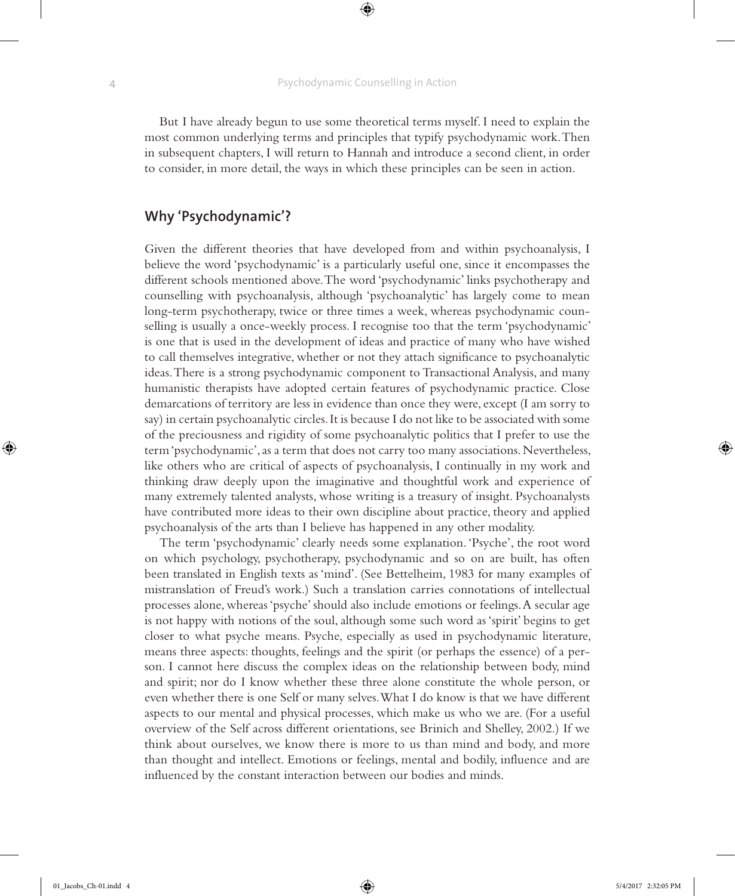But I have already begun to use some theoretical terms myself. I need to explain the most common underlying terms and principles that typify psychodynamic work. Then in subsequent chapters, I will return to Hannah and introduce a second client, in order to consider, in more detail, the ways in which these principles can be seen in action.

## Why 'Psychodynamic'?

Given the different theories that have developed from and within psychoanalysis, I believe the word 'psychodynamic' is a particularly useful one, since it encompasses the different schools mentioned above. The word 'psychodynamic' links psychotherapy and counselling with psychoanalysis, although 'psychoanalytic' has largely come to mean long-term psychotherapy, twice or three times a week, whereas psychodynamic counselling is usually a once-weekly process. I recognise too that the term 'psychodynamic' is one that is used in the development of ideas and practice of many who have wished to call themselves integrative, whether or not they attach significance to psychoanalytic ideas. There is a strong psychodynamic component to Transactional Analysis, and many humanistic therapists have adopted certain features of psychodynamic practice. Close demarcations of territory are less in evidence than once they were, except (I am sorry to say) in certain psychoanalytic circles. It is because I do not like to be associated with some of the preciousness and rigidity of some psychoanalytic politics that I prefer to use the term 'psychodynamic', as a term that does not carry too many associations. Nevertheless, like others who are critical of aspects of psychoanalysis, I continually in my work and thinking draw deeply upon the imaginative and thoughtful work and experience of many extremely talented analysts, whose writing is a treasury of insight. Psychoanalysts have contributed more ideas to their own discipline about practice, theory and applied psychoanalysis of the arts than I believe has happened in any other modality.

The term 'psychodynamic' clearly needs some explanation. 'Psyche', the root word on which psychology, psychotherapy, psychodynamic and so on are built, has often been translated in English texts as 'mind'. (See Bettelheim, 1983 for many examples of mistranslation of Freud's work.) Such a translation carries connotations of intellectual processes alone, whereas 'psyche' should also include emotions or feelings. A secular age is not happy with notions of the soul, although some such word as 'spirit' begins to get closer to what psyche means. Psyche, especially as used in psychodynamic literature, means three aspects: thoughts, feelings and the spirit (or perhaps the essence) of a person. I cannot here discuss the complex ideas on the relationship between body, mind and spirit; nor do I know whether these three alone constitute the whole person, or even whether there is one Self or many selves. What I do know is that we have different aspects to our mental and physical processes, which make us who we are. (For a useful overview of the Self across different orientations, see Brinich and Shelley, 2002.) If we think about ourselves, we know there is more to us than mind and body, and more than thought and intellect. Emotions or feelings, mental and bodily, influence and are influenced by the constant interaction between our bodies and minds.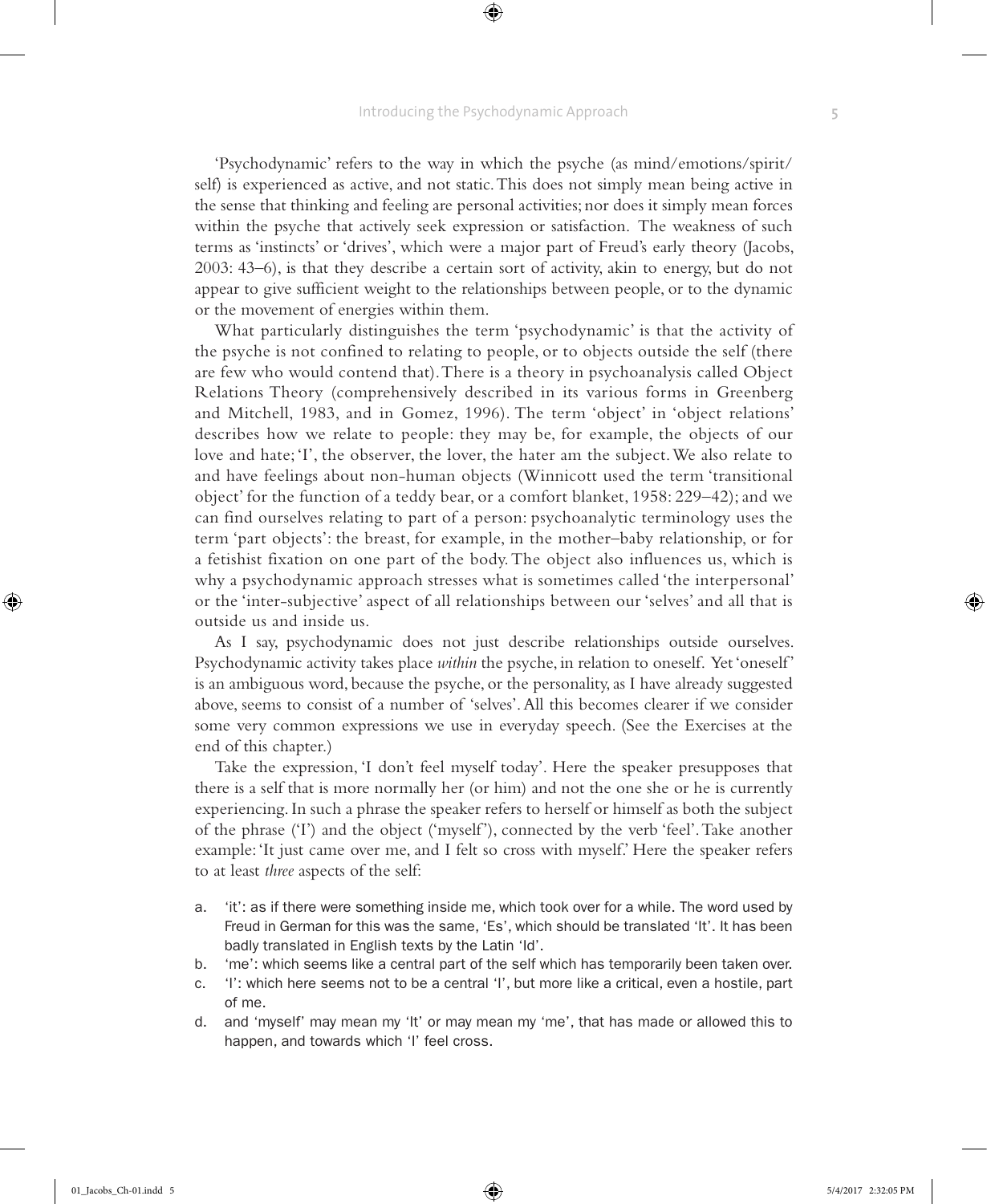'Psychodynamic' refers to the way in which the psyche (as mind/emotions/spirit/self) is experienced as active, and not static. This does not simply mean being active in the sense that thinking and feeling are personal activities; nor does it simply mean forces within the psyche that actively seek expression or satisfaction. The weakness of such terms as 'instincts' or 'drives', which were a major part of Freud's early theory (Jacobs, 2003: 43–6), is that they describe a certain sort of activity, akin to energy, but do not appear to give sufficient weight to the relationships between people, or to the dynamic or the movement of energies within them.

What particularly distinguishes the term 'psychodynamic' is that the activity of the psyche is not confined to relating to people, or to objects outside the self (there are few who would contend that). There is a theory in psychoanalysis called Object Relations Theory (comprehensively described in its various forms in Greenberg and Mitchell, 1983, and in Gomez, 1996). The term 'object' in 'object relations' describes how we relate to people: they may be, for example, the objects of our love and hate; 'I', the observer, the lover, the hater am the subject. We also relate to and have feelings about non-human objects (Winnicott used the term 'transitional object' for the function of a teddy bear, or a comfort blanket, 1958: 229–42); and we can find ourselves relating to part of a person: psychoanalytic terminology uses the term 'part objects': the breast, for example, in the mother–baby relationship, or for a fetishist fixation on one part of the body. The object also influences us, which is why a psychodynamic approach stresses what is sometimes called 'the interpersonal' or the 'inter-subjective' aspect of all relationships between our 'selves' and all that is outside us and inside us.

As I say, psychodynamic does not just describe relationships outside ourselves. Psychodynamic activity takes place *within* the psyche, in relation to oneself. Yet 'oneself' is an ambiguous word, because the psyche, or the personality, as I have already suggested above, seems to consist of a number of 'selves'. All this becomes clearer if we consider some very common expressions we use in everyday speech. (See the Exercises at the end of this chapter.)

Take the expression, 'I don't feel myself today'. Here the speaker presupposes that there is a self that is more normally her (or him) and not the one she or he is currently experiencing. In such a phrase the speaker refers to herself or himself as both the subject of the phrase ('I') and the object ('myself'), connected by the verb 'feel'. Take another example: 'It just came over me, and I felt so cross with myself.' Here the speaker refers to at least *three* aspects of the self:

a. 'it': as if there were something inside me, which took over for a while. The word used by Freud in German for this was the same, 'Es', which should be translated 'It'. It has been badly translated in English texts by the Latin 'Id'.
b. 'me': which seems like a central part of the self which has temporarily been taken over.
c. 'I': which here seems not to be a central 'I', but more like a critical, even a hostile, part of me.
d. and 'myself' may mean my 'It' or may mean my 'me', that has made or allowed this to happen, and towards which 'I' feel cross.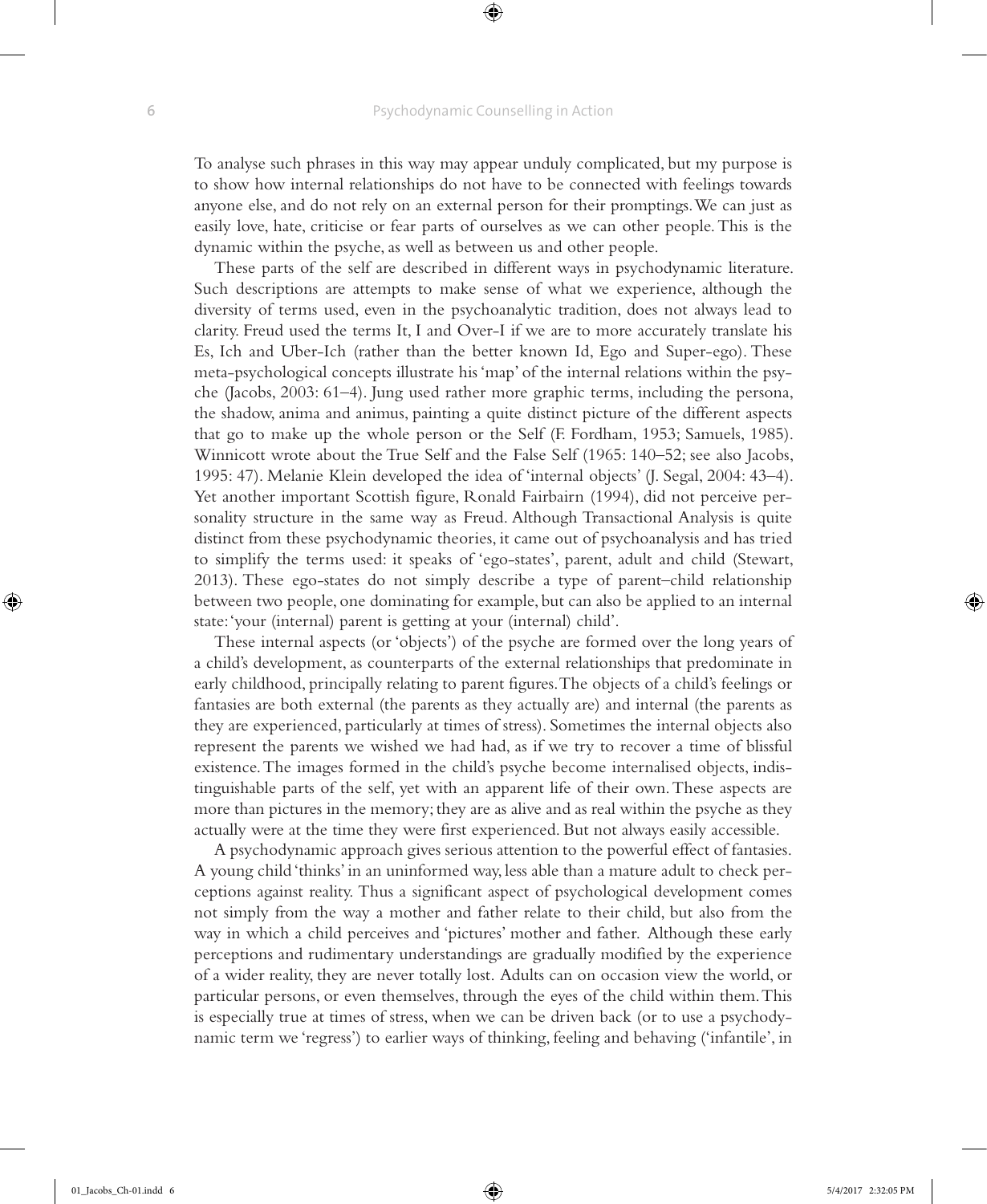To analyse such phrases in this way may appear unduly complicated, but my purpose is to show how internal relationships do not have to be connected with feelings towards anyone else, and do not rely on an external person for their promptings. We can just as easily love, hate, criticise or fear parts of ourselves as we can other people. This is the dynamic within the psyche, as well as between us and other people.

These parts of the self are described in different ways in psychodynamic literature. Such descriptions are attempts to make sense of what we experience, although the diversity of terms used, even in the psychoanalytic tradition, does not always lead to clarity. Freud used the terms It, I and Over-I if we are to more accurately translate his Es, Ich and Uber-Ich (rather than the better known Id, Ego and Super-ego). These meta-psychological concepts illustrate his 'map' of the internal relations within the psyche (Jacobs, 2003: 61–4). Jung used rather more graphic terms, including the persona, the shadow, anima and animus, painting a quite distinct picture of the different aspects that go to make up the whole person or the Self (F. Fordham, 1953; Samuels, 1985). Winnicott wrote about the True Self and the False Self (1965: 140–52; see also Jacobs, 1995: 47). Melanie Klein developed the idea of 'internal objects' (J. Segal, 2004: 43–4). Yet another important Scottish figure, Ronald Fairbairn (1994), did not perceive personality structure in the same way as Freud. Although Transactional Analysis is quite distinct from these psychodynamic theories, it came out of psychoanalysis and has tried to simplify the terms used: it speaks of 'ego-states', parent, adult and child (Stewart, 2013). These ego-states do not simply describe a type of parent–child relationship between two people, one dominating for example, but can also be applied to an internal state: 'your (internal) parent is getting at your (internal) child'.

These internal aspects (or 'objects') of the psyche are formed over the long years of a child's development, as counterparts of the external relationships that predominate in early childhood, principally relating to parent figures. The objects of a child's feelings or fantasies are both external (the parents as they actually are) and internal (the parents as they are experienced, particularly at times of stress). Sometimes the internal objects also represent the parents we wished we had had, as if we try to recover a time of blissful existence. The images formed in the child's psyche become internalised objects, indistinguishable parts of the self, yet with an apparent life of their own. These aspects are more than pictures in the memory; they are as alive and as real within the psyche as they actually were at the time they were first experienced. But not always easily accessible.

A psychodynamic approach gives serious attention to the powerful effect of fantasies. A young child 'thinks' in an uninformed way, less able than a mature adult to check perceptions against reality. Thus a significant aspect of psychological development comes not simply from the way a mother and father relate to their child, but also from the way in which a child perceives and 'pictures' mother and father. Although these early perceptions and rudimentary understandings are gradually modified by the experience of a wider reality, they are never totally lost. Adults can on occasion view the world, or particular persons, or even themselves, through the eyes of the child within them. This is especially true at times of stress, when we can be driven back (or to use a psychodynamic term we 'regress') to earlier ways of thinking, feeling and behaving ('infantile', in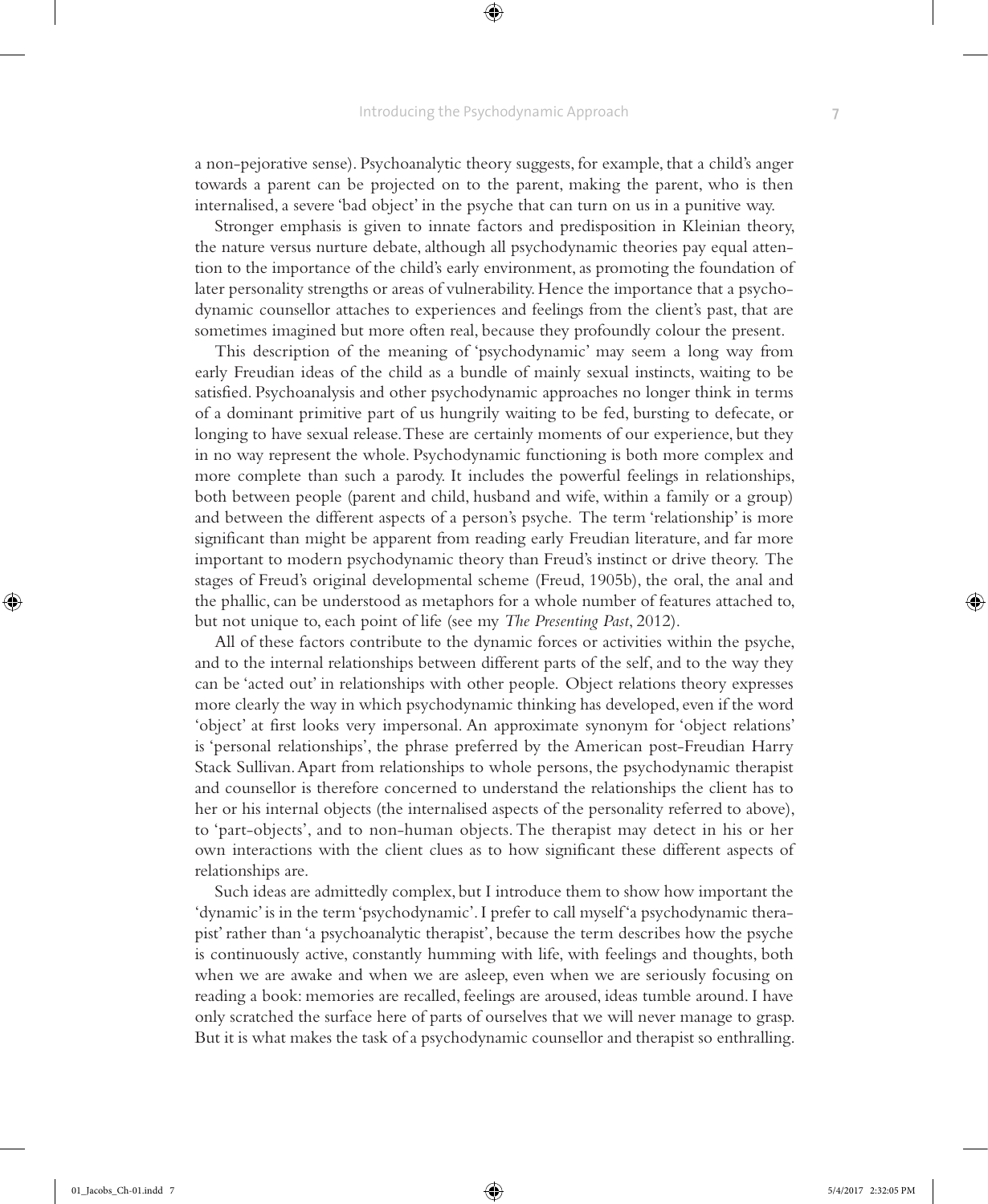a non-pejorative sense). Psychoanalytic theory suggests, for example, that a child's anger towards a parent can be projected on to the parent, making the parent, who is then internalised, a severe 'bad object' in the psyche that can turn on us in a punitive way.

Stronger emphasis is given to innate factors and predisposition in Kleinian theory, the nature versus nurture debate, although all psychodynamic theories pay equal attention to the importance of the child's early environment, as promoting the foundation of later personality strengths or areas of vulnerability. Hence the importance that a psychodynamic counsellor attaches to experiences and feelings from the client's past, that are sometimes imagined but more often real, because they profoundly colour the present.

This description of the meaning of 'psychodynamic' may seem a long way from early Freudian ideas of the child as a bundle of mainly sexual instincts, waiting to be satisfied. Psychoanalysis and other psychodynamic approaches no longer think in terms of a dominant primitive part of us hungrily waiting to be fed, bursting to defecate, or longing to have sexual release. These are certainly moments of our experience, but they in no way represent the whole. Psychodynamic functioning is both more complex and more complete than such a parody. It includes the powerful feelings in relationships, both between people (parent and child, husband and wife, within a family or a group) and between the different aspects of a person's psyche. The term 'relationship' is more significant than might be apparent from reading early Freudian literature, and far more important to modern psychodynamic theory than Freud's instinct or drive theory. The stages of Freud's original developmental scheme (Freud, 1905b), the oral, the anal and the phallic, can be understood as metaphors for a whole number of features attached to, but not unique to, each point of life (see my *The Presenting Past*, 2012).

All of these factors contribute to the dynamic forces or activities within the psyche, and to the internal relationships between different parts of the self, and to the way they can be 'acted out' in relationships with other people. Object relations theory expresses more clearly the way in which psychodynamic thinking has developed, even if the word 'object' at first looks very impersonal. An approximate synonym for 'object relations' is 'personal relationships', the phrase preferred by the American post-Freudian Harry Stack Sullivan. Apart from relationships to whole persons, the psychodynamic therapist and counsellor is therefore concerned to understand the relationships the client has to her or his internal objects (the internalised aspects of the personality referred to above), to 'part-objects', and to non-human objects. The therapist may detect in his or her own interactions with the client clues as to how significant these different aspects of relationships are.

Such ideas are admittedly complex, but I introduce them to show how important the 'dynamic' is in the term 'psychodynamic'. I prefer to call myself 'a psychodynamic therapist' rather than 'a psychoanalytic therapist', because the term describes how the psyche is continuously active, constantly humming with life, with feelings and thoughts, both when we are awake and when we are asleep, even when we are seriously focusing on reading a book: memories are recalled, feelings are aroused, ideas tumble around. I have only scratched the surface here of parts of ourselves that we will never manage to grasp. But it is what makes the task of a psychodynamic counsellor and therapist so enthralling.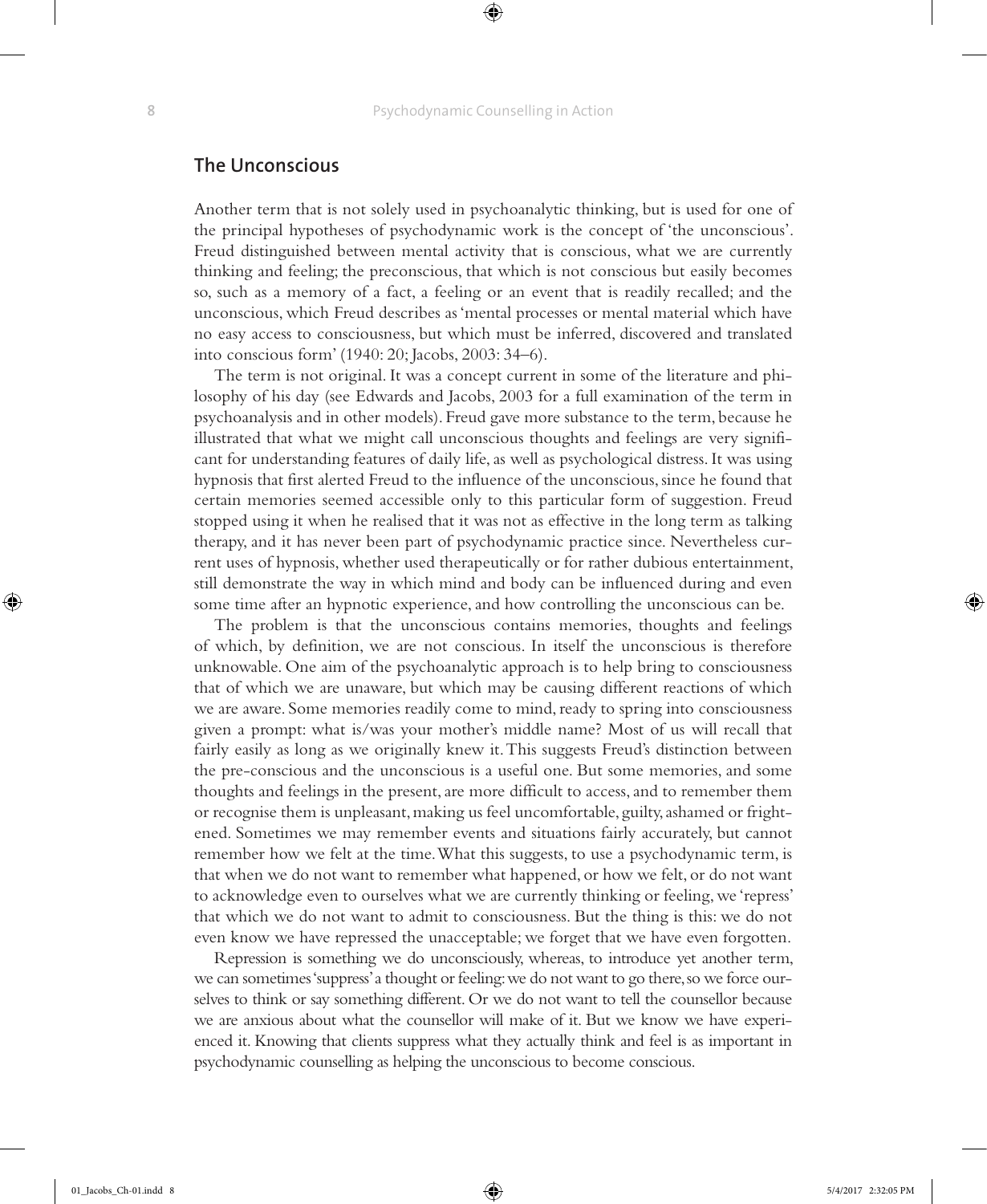## The Unconscious

Another term that is not solely used in psychoanalytic thinking, but is used for one of the principal hypotheses of psychodynamic work is the concept of 'the unconscious'. Freud distinguished between mental activity that is conscious, what we are currently thinking and feeling; the preconscious, that which is not conscious but easily becomes so, such as a memory of a fact, a feeling or an event that is readily recalled; and the unconscious, which Freud describes as 'mental processes or mental material which have no easy access to consciousness, but which must be inferred, discovered and translated into conscious form' (1940: 20; Jacobs, 2003: 34–6).

The term is not original. It was a concept current in some of the literature and philosophy of his day (see Edwards and Jacobs, 2003 for a full examination of the term in psychoanalysis and in other models). Freud gave more substance to the term, because he illustrated that what we might call unconscious thoughts and feelings are very significant for understanding features of daily life, as well as psychological distress. It was using hypnosis that first alerted Freud to the influence of the unconscious, since he found that certain memories seemed accessible only to this particular form of suggestion. Freud stopped using it when he realised that it was not as effective in the long term as talking therapy, and it has never been part of psychodynamic practice since. Nevertheless current uses of hypnosis, whether used therapeutically or for rather dubious entertainment, still demonstrate the way in which mind and body can be influenced during and even some time after an hypnotic experience, and how controlling the unconscious can be.

The problem is that the unconscious contains memories, thoughts and feelings of which, by definition, we are not conscious. In itself the unconscious is therefore unknowable. One aim of the psychoanalytic approach is to help bring to consciousness that of which we are unaware, but which may be causing different reactions of which we are aware. Some memories readily come to mind, ready to spring into consciousness given a prompt: what is/was your mother's middle name? Most of us will recall that fairly easily as long as we originally knew it. This suggests Freud's distinction between the pre-conscious and the unconscious is a useful one. But some memories, and some thoughts and feelings in the present, are more difficult to access, and to remember them or recognise them is unpleasant, making us feel uncomfortable, guilty, ashamed or frightened. Sometimes we may remember events and situations fairly accurately, but cannot remember how we felt at the time. What this suggests, to use a psychodynamic term, is that when we do not want to remember what happened, or how we felt, or do not want to acknowledge even to ourselves what we are currently thinking or feeling, we 'repress' that which we do not want to admit to consciousness. But the thing is this: we do not even know we have repressed the unacceptable; we forget that we have even forgotten.

Repression is something we do unconsciously, whereas, to introduce yet another term, we can sometimes 'suppress' a thought or feeling: we do not want to go there, so we force ourselves to think or say something different. Or we do not want to tell the counsellor because we are anxious about what the counsellor will make of it. But we know we have experienced it. Knowing that clients suppress what they actually think and feel is as important in psychodynamic counselling as helping the unconscious to become conscious.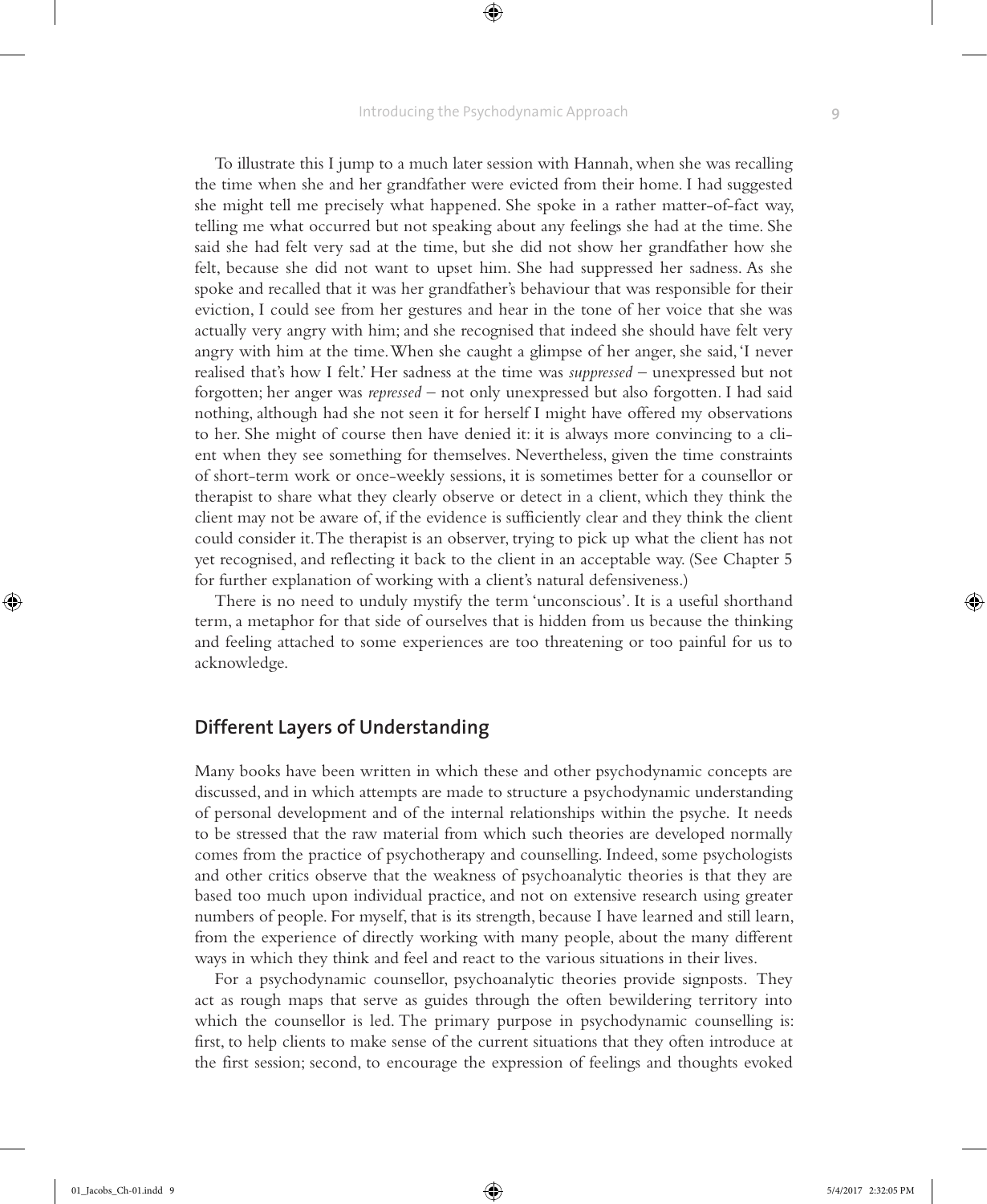To illustrate this I jump to a much later session with Hannah, when she was recalling the time when she and her grandfather were evicted from their home. I had suggested she might tell me precisely what happened. She spoke in a rather matter-of-fact way, telling me what occurred but not speaking about any feelings she had at the time. She said she had felt very sad at the time, but she did not show her grandfather how she felt, because she did not want to upset him. She had suppressed her sadness. As she spoke and recalled that it was her grandfather's behaviour that was responsible for their eviction, I could see from her gestures and hear in the tone of her voice that she was actually very angry with him; and she recognised that indeed she should have felt very angry with him at the time. When she caught a glimpse of her anger, she said, 'I never realised that's how I felt.' Her sadness at the time was *suppressed* – unexpressed but not forgotten; her anger was *repressed* – not only unexpressed but also forgotten. I had said nothing, although had she not seen it for herself I might have offered my observations to her. She might of course then have denied it: it is always more convincing to a client when they see something for themselves. Nevertheless, given the time constraints of short-term work or once-weekly sessions, it is sometimes better for a counsellor or therapist to share what they clearly observe or detect in a client, which they think the client may not be aware of, if the evidence is sufficiently clear and they think the client could consider it. The therapist is an observer, trying to pick up what the client has not yet recognised, and reflecting it back to the client in an acceptable way. (See Chapter 5 for further explanation of working with a client's natural defensiveness.)

There is no need to unduly mystify the term 'unconscious'. It is a useful shorthand term, a metaphor for that side of ourselves that is hidden from us because the thinking and feeling attached to some experiences are too threatening or too painful for us to acknowledge.

## Different Layers of Understanding

Many books have been written in which these and other psychodynamic concepts are discussed, and in which attempts are made to structure a psychodynamic understanding of personal development and of the internal relationships within the psyche. It needs to be stressed that the raw material from which such theories are developed normally comes from the practice of psychotherapy and counselling. Indeed, some psychologists and other critics observe that the weakness of psychoanalytic theories is that they are based too much upon individual practice, and not on extensive research using greater numbers of people. For myself, that is its strength, because I have learned and still learn, from the experience of directly working with many people, about the many different ways in which they think and feel and react to the various situations in their lives.

For a psychodynamic counsellor, psychoanalytic theories provide signposts. They act as rough maps that serve as guides through the often bewildering territory into which the counsellor is led. The primary purpose in psychodynamic counselling is: first, to help clients to make sense of the current situations that they often introduce at the first session; second, to encourage the expression of feelings and thoughts evoked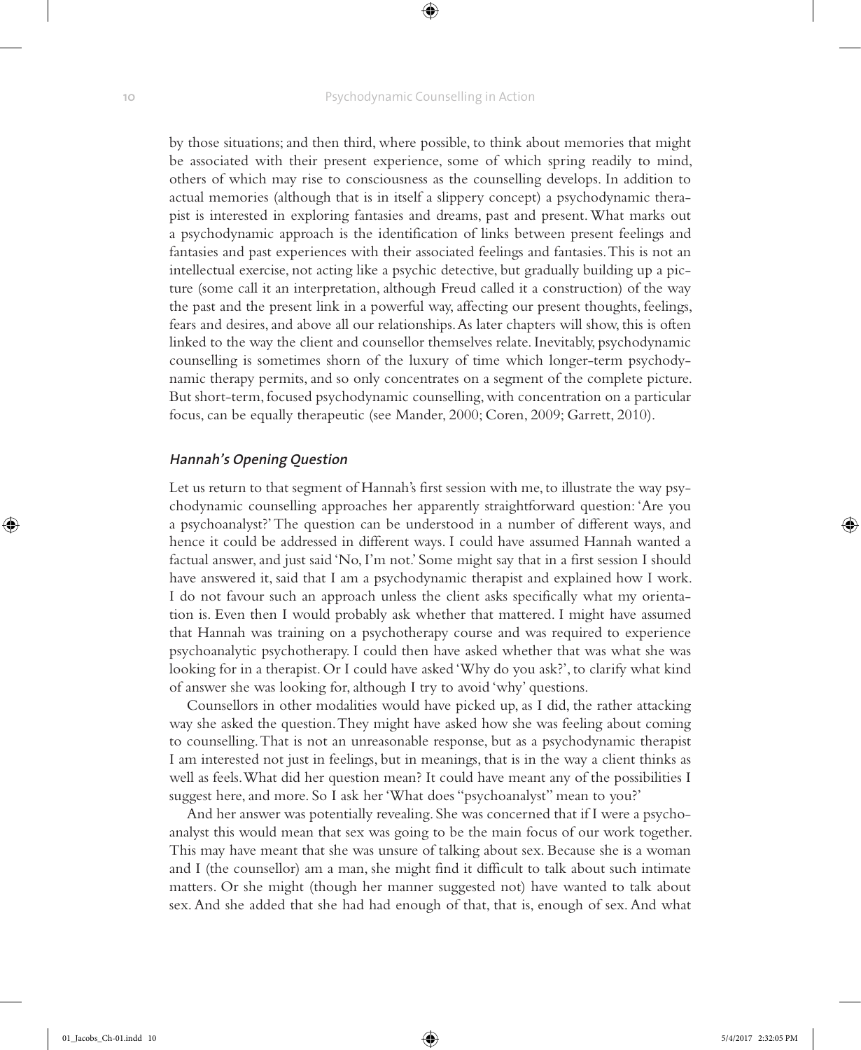by those situations; and then third, where possible, to think about memories that might be associated with their present experience, some of which spring readily to mind, others of which may rise to consciousness as the counselling develops. In addition to actual memories (although that is in itself a slippery concept) a psychodynamic therapist is interested in exploring fantasies and dreams, past and present. What marks out a psychodynamic approach is the identification of links between present feelings and fantasies and past experiences with their associated feelings and fantasies. This is not an intellectual exercise, not acting like a psychic detective, but gradually building up a picture (some call it an interpretation, although Freud called it a construction) of the way the past and the present link in a powerful way, affecting our present thoughts, feelings, fears and desires, and above all our relationships. As later chapters will show, this is often linked to the way the client and counsellor themselves relate. Inevitably, psychodynamic counselling is sometimes shorn of the luxury of time which longer-term psychodynamic therapy permits, and so only concentrates on a segment of the complete picture. But short-term, focused psychodynamic counselling, with concentration on a particular focus, can be equally therapeutic (see Mander, 2000; Coren, 2009; Garrett, 2010).

### *Hannah's Opening Question*

Let us return to that segment of Hannah's first session with me, to illustrate the way psychodynamic counselling approaches her apparently straightforward question: 'Are you a psychoanalyst?' The question can be understood in a number of different ways, and hence it could be addressed in different ways. I could have assumed Hannah wanted a factual answer, and just said 'No, I'm not.' Some might say that in a first session I should have answered it, said that I am a psychodynamic therapist and explained how I work. I do not favour such an approach unless the client asks specifically what my orientation is. Even then I would probably ask whether that mattered. I might have assumed that Hannah was training on a psychotherapy course and was required to experience psychoanalytic psychotherapy. I could then have asked whether that was what she was looking for in a therapist. Or I could have asked 'Why do you ask?', to clarify what kind of answer she was looking for, although I try to avoid 'why' questions.

Counsellors in other modalities would have picked up, as I did, the rather attacking way she asked the question. They might have asked how she was feeling about coming to counselling. That is not an unreasonable response, but as a psychodynamic therapist I am interested not just in feelings, but in meanings, that is in the way a client thinks as well as feels. What did her question mean? It could have meant any of the possibilities I suggest here, and more. So I ask her 'What does "psychoanalyst" mean to you?'

And her answer was potentially revealing. She was concerned that if I were a psychoanalyst this would mean that sex was going to be the main focus of our work together. This may have meant that she was unsure of talking about sex. Because she is a woman and I (the counsellor) am a man, she might find it difficult to talk about such intimate matters. Or she might (though her manner suggested not) have wanted to talk about sex. And she added that she had had enough of that, that is, enough of sex. And what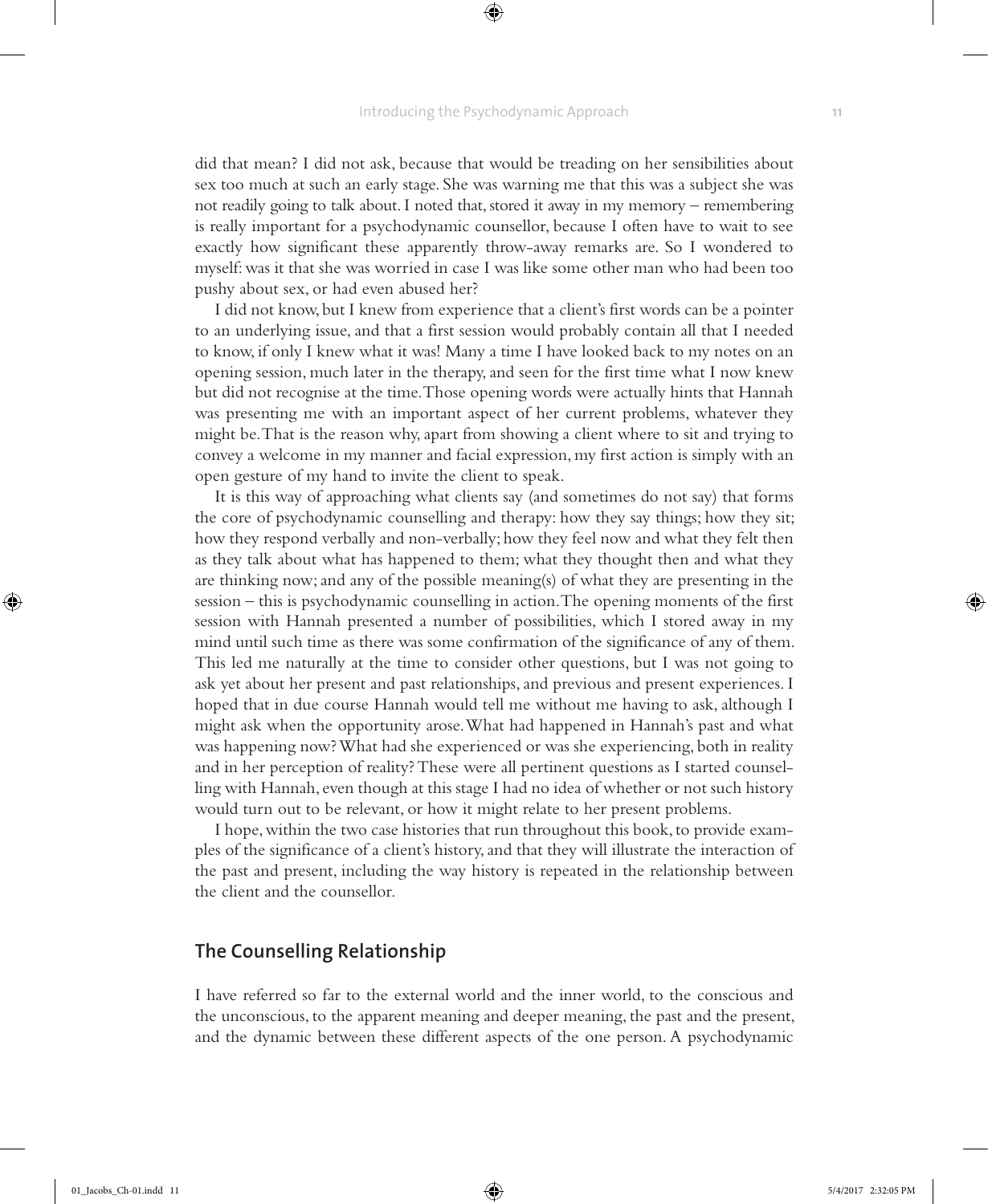did that mean? I did not ask, because that would be treading on her sensibilities about sex too much at such an early stage. She was warning me that this was a subject she was not readily going to talk about. I noted that, stored it away in my memory – remembering is really important for a psychodynamic counsellor, because I often have to wait to see exactly how significant these apparently throw-away remarks are. So I wondered to myself: was it that she was worried in case I was like some other man who had been too pushy about sex, or had even abused her?

I did not know, but I knew from experience that a client's first words can be a pointer to an underlying issue, and that a first session would probably contain all that I needed to know, if only I knew what it was! Many a time I have looked back to my notes on an opening session, much later in the therapy, and seen for the first time what I now knew but did not recognise at the time. Those opening words were actually hints that Hannah was presenting me with an important aspect of her current problems, whatever they might be. That is the reason why, apart from showing a client where to sit and trying to convey a welcome in my manner and facial expression, my first action is simply with an open gesture of my hand to invite the client to speak.

It is this way of approaching what clients say (and sometimes do not say) that forms the core of psychodynamic counselling and therapy: how they say things; how they sit; how they respond verbally and non-verbally; how they feel now and what they felt then as they talk about what has happened to them; what they thought then and what they are thinking now; and any of the possible meaning(s) of what they are presenting in the session – this is psychodynamic counselling in action. The opening moments of the first session with Hannah presented a number of possibilities, which I stored away in my mind until such time as there was some confirmation of the significance of any of them. This led me naturally at the time to consider other questions, but I was not going to ask yet about her present and past relationships, and previous and present experiences. I hoped that in due course Hannah would tell me without me having to ask, although I might ask when the opportunity arose. What had happened in Hannah's past and what was happening now? What had she experienced or was she experiencing, both in reality and in her perception of reality? These were all pertinent questions as I started counselling with Hannah, even though at this stage I had no idea of whether or not such history would turn out to be relevant, or how it might relate to her present problems.

I hope, within the two case histories that run throughout this book, to provide examples of the significance of a client's history, and that they will illustrate the interaction of the past and present, including the way history is repeated in the relationship between the client and the counsellor.

## The Counselling Relationship

I have referred so far to the external world and the inner world, to the conscious and the unconscious, to the apparent meaning and deeper meaning, the past and the present, and the dynamic between these different aspects of the one person. A psychodynamic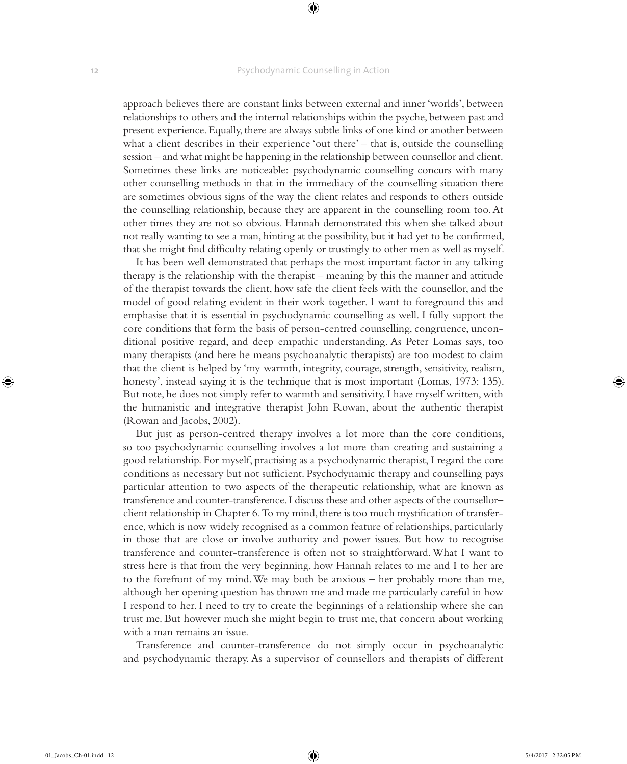approach believes there are constant links between external and inner 'worlds', between relationships to others and the internal relationships within the psyche, between past and present experience. Equally, there are always subtle links of one kind or another between what a client describes in their experience 'out there' – that is, outside the counselling session – and what might be happening in the relationship between counsellor and client. Sometimes these links are noticeable: psychodynamic counselling concurs with many other counselling methods in that in the immediacy of the counselling situation there are sometimes obvious signs of the way the client relates and responds to others outside the counselling relationship, because they are apparent in the counselling room too. At other times they are not so obvious. Hannah demonstrated this when she talked about not really wanting to see a man, hinting at the possibility, but it had yet to be confirmed, that she might find difficulty relating openly or trustingly to other men as well as myself.

It has been well demonstrated that perhaps the most important factor in any talking therapy is the relationship with the therapist – meaning by this the manner and attitude of the therapist towards the client, how safe the client feels with the counsellor, and the model of good relating evident in their work together. I want to foreground this and emphasise that it is essential in psychodynamic counselling as well. I fully support the core conditions that form the basis of person-centred counselling, congruence, unconditional positive regard, and deep empathic understanding. As Peter Lomas says, too many therapists (and here he means psychoanalytic therapists) are too modest to claim that the client is helped by 'my warmth, integrity, courage, strength, sensitivity, realism, honesty', instead saying it is the technique that is most important (Lomas, 1973: 135). But note, he does not simply refer to warmth and sensitivity. I have myself written, with the humanistic and integrative therapist John Rowan, about the authentic therapist (Rowan and Jacobs, 2002).

But just as person-centred therapy involves a lot more than the core conditions, so too psychodynamic counselling involves a lot more than creating and sustaining a good relationship. For myself, practising as a psychodynamic therapist, I regard the core conditions as necessary but not sufficient. Psychodynamic therapy and counselling pays particular attention to two aspects of the therapeutic relationship, what are known as transference and counter-transference. I discuss these and other aspects of the counsellor–client relationship in Chapter 6. To my mind, there is too much mystification of transference, which is now widely recognised as a common feature of relationships, particularly in those that are close or involve authority and power issues. But how to recognise transference and counter-transference is often not so straightforward. What I want to stress here is that from the very beginning, how Hannah relates to me and I to her are to the forefront of my mind. We may both be anxious – her probably more than me, although her opening question has thrown me and made me particularly careful in how I respond to her. I need to try to create the beginnings of a relationship where she can trust me. But however much she might begin to trust me, that concern about working with a man remains an issue.

Transference and counter-transference do not simply occur in psychoanalytic and psychodynamic therapy. As a supervisor of counsellors and therapists of different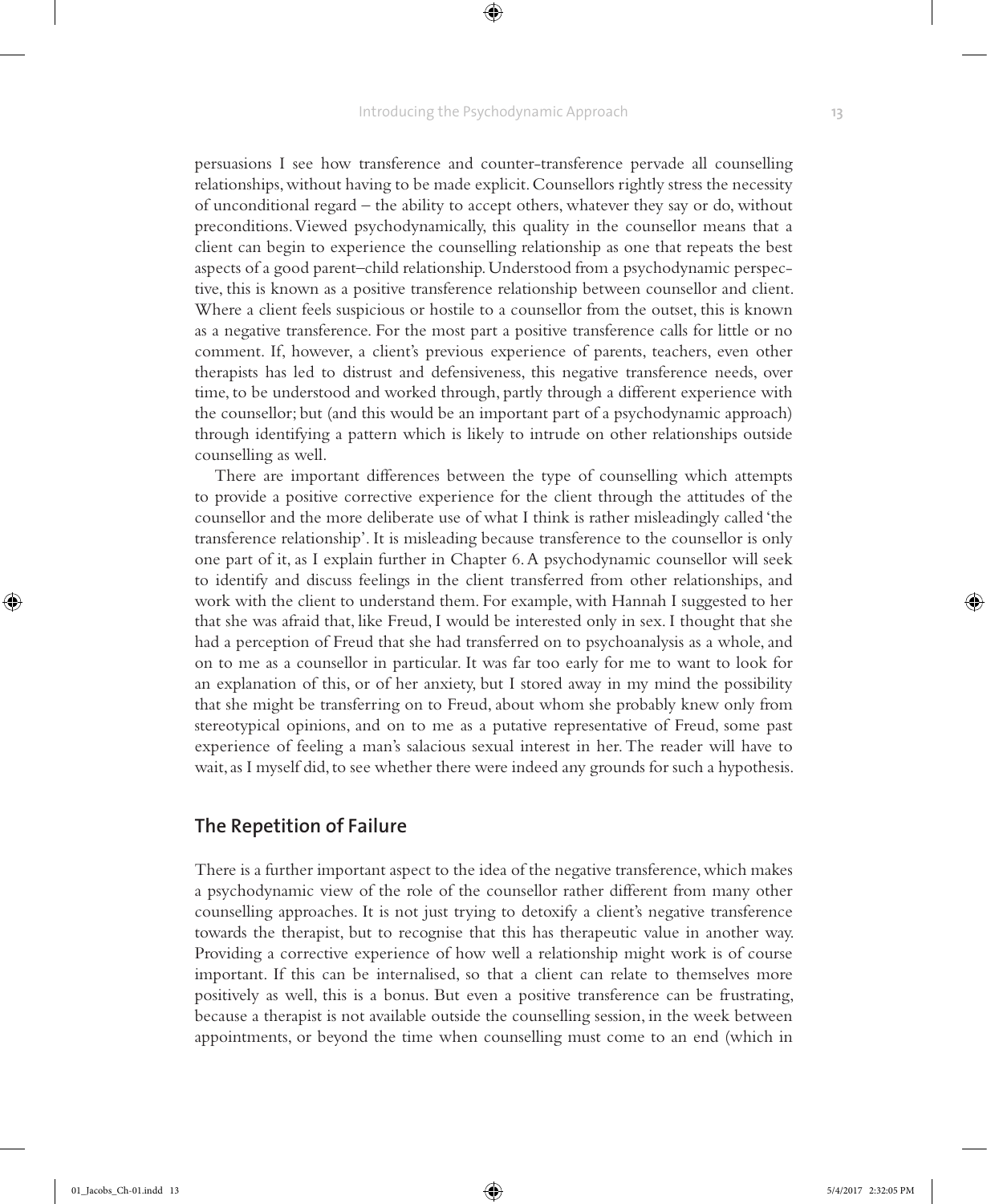persuasions I see how transference and counter-transference pervade all counselling relationships, without having to be made explicit. Counsellors rightly stress the necessity of unconditional regard – the ability to accept others, whatever they say or do, without preconditions. Viewed psychodynamically, this quality in the counsellor means that a client can begin to experience the counselling relationship as one that repeats the best aspects of a good parent–child relationship. Understood from a psychodynamic perspective, this is known as a positive transference relationship between counsellor and client. Where a client feels suspicious or hostile to a counsellor from the outset, this is known as a negative transference. For the most part a positive transference calls for little or no comment. If, however, a client's previous experience of parents, teachers, even other therapists has led to distrust and defensiveness, this negative transference needs, over time, to be understood and worked through, partly through a different experience with the counsellor; but (and this would be an important part of a psychodynamic approach) through identifying a pattern which is likely to intrude on other relationships outside counselling as well.

There are important differences between the type of counselling which attempts to provide a positive corrective experience for the client through the attitudes of the counsellor and the more deliberate use of what I think is rather misleadingly called 'the transference relationship'. It is misleading because transference to the counsellor is only one part of it, as I explain further in Chapter 6. A psychodynamic counsellor will seek to identify and discuss feelings in the client transferred from other relationships, and work with the client to understand them. For example, with Hannah I suggested to her that she was afraid that, like Freud, I would be interested only in sex. I thought that she had a perception of Freud that she had transferred on to psychoanalysis as a whole, and on to me as a counsellor in particular. It was far too early for me to want to look for an explanation of this, or of her anxiety, but I stored away in my mind the possibility that she might be transferring on to Freud, about whom she probably knew only from stereotypical opinions, and on to me as a putative representative of Freud, some past experience of feeling a man's salacious sexual interest in her. The reader will have to wait, as I myself did, to see whether there were indeed any grounds for such a hypothesis.

## The Repetition of Failure

There is a further important aspect to the idea of the negative transference, which makes a psychodynamic view of the role of the counsellor rather different from many other counselling approaches. It is not just trying to detoxify a client's negative transference towards the therapist, but to recognise that this has therapeutic value in another way. Providing a corrective experience of how well a relationship might work is of course important. If this can be internalised, so that a client can relate to themselves more positively as well, this is a bonus. But even a positive transference can be frustrating, because a therapist is not available outside the counselling session, in the week between appointments, or beyond the time when counselling must come to an end (which in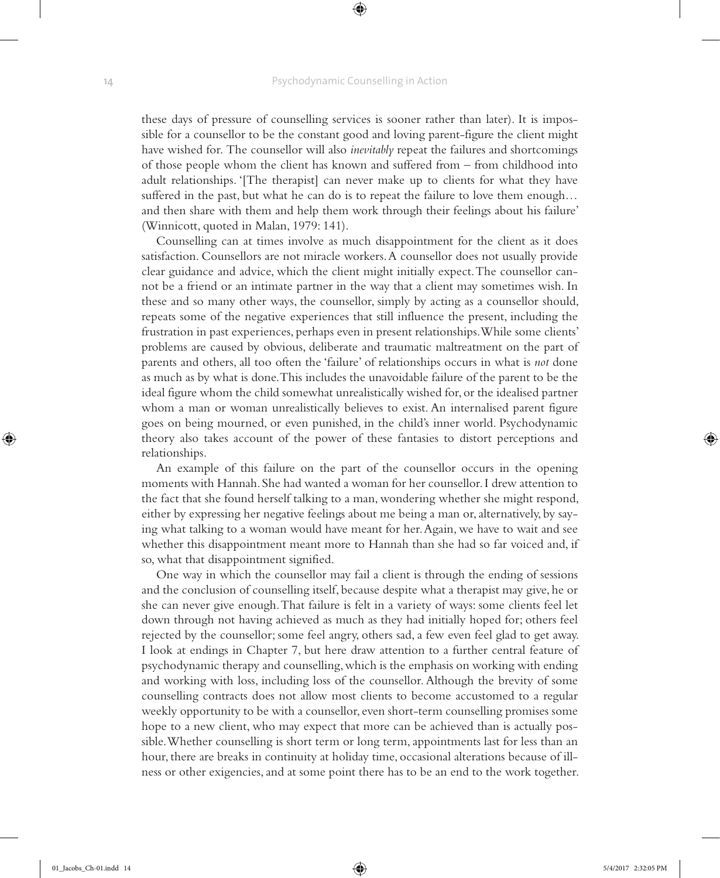these days of pressure of counselling services is sooner rather than later). It is impossible for a counsellor to be the constant good and loving parent-figure the client might have wished for. The counsellor will also *inevitably* repeat the failures and shortcomings of those people whom the client has known and suffered from – from childhood into adult relationships. '[The therapist] can never make up to clients for what they have suffered in the past, but what he can do is to repeat the failure to love them enough… and then share with them and help them work through their feelings about his failure' (Winnicott, quoted in Malan, 1979: 141).

Counselling can at times involve as much disappointment for the client as it does satisfaction. Counsellors are not miracle workers. A counsellor does not usually provide clear guidance and advice, which the client might initially expect. The counsellor cannot be a friend or an intimate partner in the way that a client may sometimes wish. In these and so many other ways, the counsellor, simply by acting as a counsellor should, repeats some of the negative experiences that still influence the present, including the frustration in past experiences, perhaps even in present relationships. While some clients' problems are caused by obvious, deliberate and traumatic maltreatment on the part of parents and others, all too often the 'failure' of relationships occurs in what is *not* done as much as by what is done. This includes the unavoidable failure of the parent to be the ideal figure whom the child somewhat unrealistically wished for, or the idealised partner whom a man or woman unrealistically believes to exist. An internalised parent figure goes on being mourned, or even punished, in the child's inner world. Psychodynamic theory also takes account of the power of these fantasies to distort perceptions and relationships.

An example of this failure on the part of the counsellor occurs in the opening moments with Hannah. She had wanted a woman for her counsellor. I drew attention to the fact that she found herself talking to a man, wondering whether she might respond, either by expressing her negative feelings about me being a man or, alternatively, by saying what talking to a woman would have meant for her. Again, we have to wait and see whether this disappointment meant more to Hannah than she had so far voiced and, if so, what that disappointment signified.

One way in which the counsellor may fail a client is through the ending of sessions and the conclusion of counselling itself, because despite what a therapist may give, he or she can never give enough. That failure is felt in a variety of ways: some clients feel let down through not having achieved as much as they had initially hoped for; others feel rejected by the counsellor; some feel angry, others sad, a few even feel glad to get away. I look at endings in Chapter 7, but here draw attention to a further central feature of psychodynamic therapy and counselling, which is the emphasis on working with ending and working with loss, including loss of the counsellor. Although the brevity of some counselling contracts does not allow most clients to become accustomed to a regular weekly opportunity to be with a counsellor, even short-term counselling promises some hope to a new client, who may expect that more can be achieved than is actually possible. Whether counselling is short term or long term, appointments last for less than an hour, there are breaks in continuity at holiday time, occasional alterations because of illness or other exigencies, and at some point there has to be an end to the work together.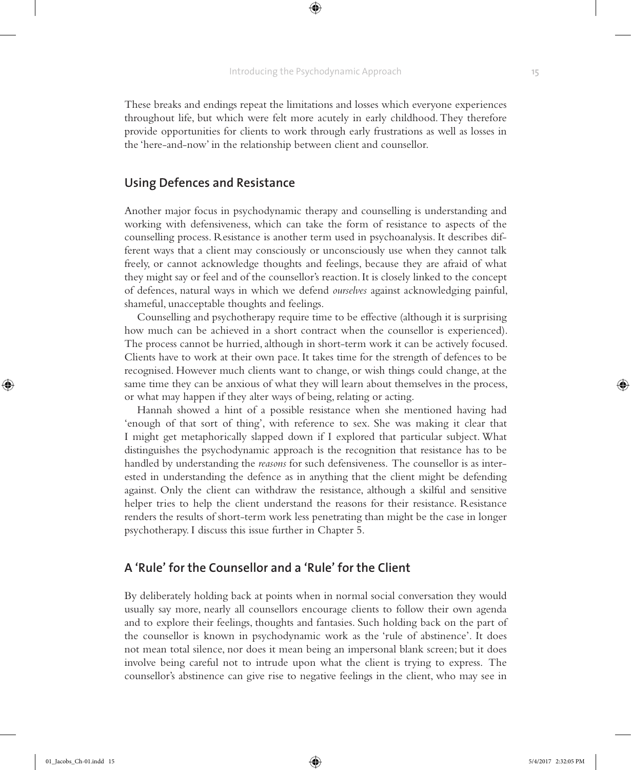These breaks and endings repeat the limitations and losses which everyone experiences throughout life, but which were felt more acutely in early childhood. They therefore provide opportunities for clients to work through early frustrations as well as losses in the 'here-and-now' in the relationship between client and counsellor.

## Using Defences and Resistance

Another major focus in psychodynamic therapy and counselling is understanding and working with defensiveness, which can take the form of resistance to aspects of the counselling process. Resistance is another term used in psychoanalysis. It describes different ways that a client may consciously or unconsciously use when they cannot talk freely, or cannot acknowledge thoughts and feelings, because they are afraid of what they might say or feel and of the counsellor's reaction. It is closely linked to the concept of defences, natural ways in which we defend *ourselves* against acknowledging painful, shameful, unacceptable thoughts and feelings.

Counselling and psychotherapy require time to be effective (although it is surprising how much can be achieved in a short contract when the counsellor is experienced). The process cannot be hurried, although in short-term work it can be actively focused. Clients have to work at their own pace. It takes time for the strength of defences to be recognised. However much clients want to change, or wish things could change, at the same time they can be anxious of what they will learn about themselves in the process, or what may happen if they alter ways of being, relating or acting.

Hannah showed a hint of a possible resistance when she mentioned having had 'enough of that sort of thing', with reference to sex. She was making it clear that I might get metaphorically slapped down if I explored that particular subject. What distinguishes the psychodynamic approach is the recognition that resistance has to be handled by understanding the *reasons* for such defensiveness. The counsellor is as interested in understanding the defence as in anything that the client might be defending against. Only the client can withdraw the resistance, although a skilful and sensitive helper tries to help the client understand the reasons for their resistance. Resistance renders the results of short-term work less penetrating than might be the case in longer psychotherapy. I discuss this issue further in Chapter 5.

## A 'Rule' for the Counsellor and a 'Rule' for the Client

By deliberately holding back at points when in normal social conversation they would usually say more, nearly all counsellors encourage clients to follow their own agenda and to explore their feelings, thoughts and fantasies. Such holding back on the part of the counsellor is known in psychodynamic work as the 'rule of abstinence'. It does not mean total silence, nor does it mean being an impersonal blank screen; but it does involve being careful not to intrude upon what the client is trying to express. The counsellor's abstinence can give rise to negative feelings in the client, who may see in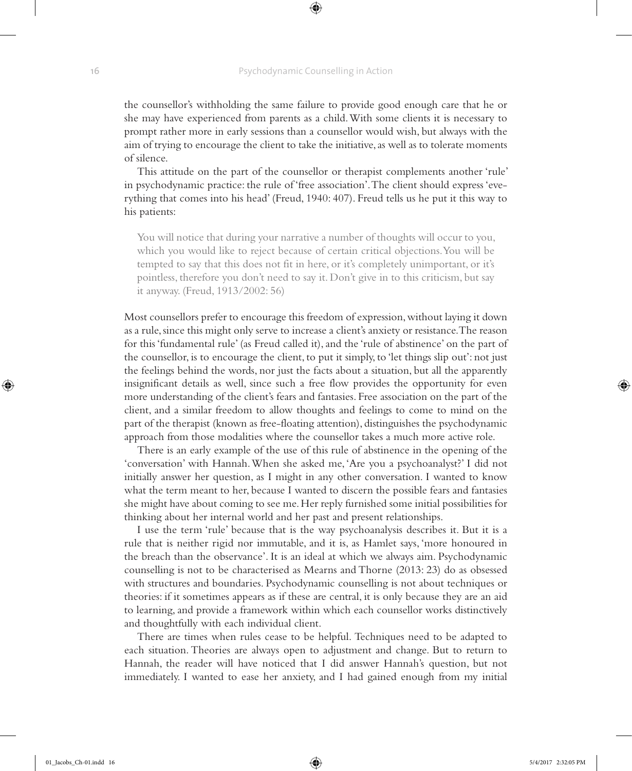the counsellor's withholding the same failure to provide good enough care that he or she may have experienced from parents as a child. With some clients it is necessary to prompt rather more in early sessions than a counsellor would wish, but always with the aim of trying to encourage the client to take the initiative, as well as to tolerate moments of silence.

This attitude on the part of the counsellor or therapist complements another 'rule' in psychodynamic practice: the rule of 'free association'. The client should express 'everything that comes into his head' (Freud, 1940: 407). Freud tells us he put it this way to his patients:

> You will notice that during your narrative a number of thoughts will occur to you, which you would like to reject because of certain critical objections. You will be tempted to say that this does not fit in here, or it's completely unimportant, or it's pointless, therefore you don't need to say it. Don't give in to this criticism, but say it anyway. (Freud, 1913/2002: 56)

Most counsellors prefer to encourage this freedom of expression, without laying it down as a rule, since this might only serve to increase a client's anxiety or resistance. The reason for this 'fundamental rule' (as Freud called it), and the 'rule of abstinence' on the part of the counsellor, is to encourage the client, to put it simply, to 'let things slip out': not just the feelings behind the words, nor just the facts about a situation, but all the apparently insignificant details as well, since such a free flow provides the opportunity for even more understanding of the client's fears and fantasies. Free association on the part of the client, and a similar freedom to allow thoughts and feelings to come to mind on the part of the therapist (known as free-floating attention), distinguishes the psychodynamic approach from those modalities where the counsellor takes a much more active role.

There is an early example of the use of this rule of abstinence in the opening of the 'conversation' with Hannah. When she asked me, 'Are you a psychoanalyst?' I did not initially answer her question, as I might in any other conversation. I wanted to know what the term meant to her, because I wanted to discern the possible fears and fantasies she might have about coming to see me. Her reply furnished some initial possibilities for thinking about her internal world and her past and present relationships.

I use the term 'rule' because that is the way psychoanalysis describes it. But it is a rule that is neither rigid nor immutable, and it is, as Hamlet says, 'more honoured in the breach than the observance'. It is an ideal at which we always aim. Psychodynamic counselling is not to be characterised as Mearns and Thorne (2013: 23) do as obsessed with structures and boundaries. Psychodynamic counselling is not about techniques or theories: if it sometimes appears as if these are central, it is only because they are an aid to learning, and provide a framework within which each counsellor works distinctively and thoughtfully with each individual client.

There are times when rules cease to be helpful. Techniques need to be adapted to each situation. Theories are always open to adjustment and change. But to return to Hannah, the reader will have noticed that I did answer Hannah's question, but not immediately. I wanted to ease her anxiety, and I had gained enough from my initial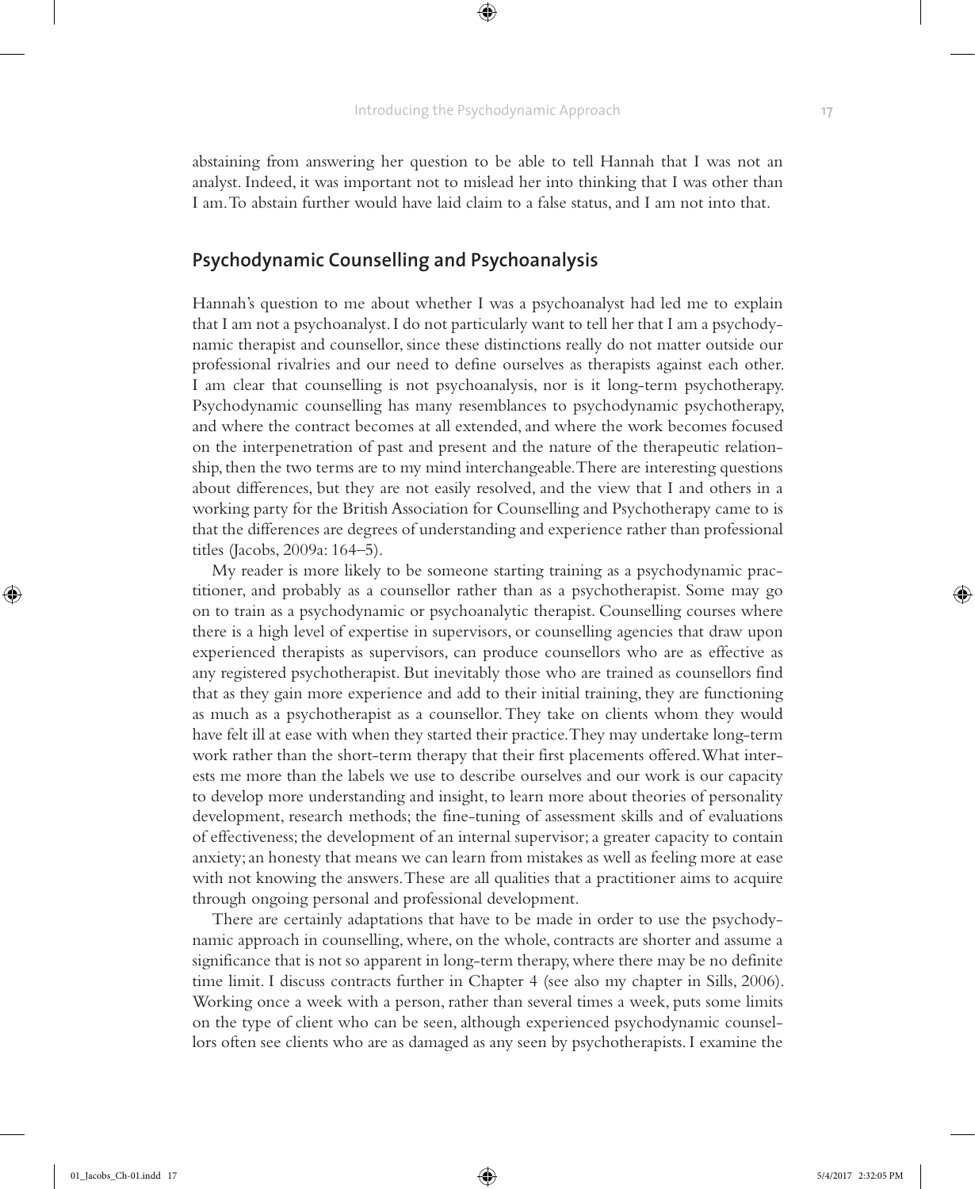abstaining from answering her question to be able to tell Hannah that I was not an analyst. Indeed, it was important not to mislead her into thinking that I was other than I am. To abstain further would have laid claim to a false status, and I am not into that.

## Psychodynamic Counselling and Psychoanalysis

Hannah's question to me about whether I was a psychoanalyst had led me to explain that I am not a psychoanalyst. I do not particularly want to tell her that I am a psychodynamic therapist and counsellor, since these distinctions really do not matter outside our professional rivalries and our need to define ourselves as therapists against each other. I am clear that counselling is not psychoanalysis, nor is it long-term psychotherapy. Psychodynamic counselling has many resemblances to psychodynamic psychotherapy, and where the contract becomes at all extended, and where the work becomes focused on the interpenetration of past and present and the nature of the therapeutic relationship, then the two terms are to my mind interchangeable. There are interesting questions about differences, but they are not easily resolved, and the view that I and others in a working party for the British Association for Counselling and Psychotherapy came to is that the differences are degrees of understanding and experience rather than professional titles (Jacobs, 2009a: 164–5).

My reader is more likely to be someone starting training as a psychodynamic practitioner, and probably as a counsellor rather than as a psychotherapist. Some may go on to train as a psychodynamic or psychoanalytic therapist. Counselling courses where there is a high level of expertise in supervisors, or counselling agencies that draw upon experienced therapists as supervisors, can produce counsellors who are as effective as any registered psychotherapist. But inevitably those who are trained as counsellors find that as they gain more experience and add to their initial training, they are functioning as much as a psychotherapist as a counsellor. They take on clients whom they would have felt ill at ease with when they started their practice. They may undertake long-term work rather than the short-term therapy that their first placements offered. What interests me more than the labels we use to describe ourselves and our work is our capacity to develop more understanding and insight, to learn more about theories of personality development, research methods; the fine-tuning of assessment skills and of evaluations of effectiveness; the development of an internal supervisor; a greater capacity to contain anxiety; an honesty that means we can learn from mistakes as well as feeling more at ease with not knowing the answers. These are all qualities that a practitioner aims to acquire through ongoing personal and professional development.

There are certainly adaptations that have to be made in order to use the psychodynamic approach in counselling, where, on the whole, contracts are shorter and assume a significance that is not so apparent in long-term therapy, where there may be no definite time limit. I discuss contracts further in Chapter 4 (see also my chapter in Sills, 2006). Working once a week with a person, rather than several times a week, puts some limits on the type of client who can be seen, although experienced psychodynamic counsellors often see clients who are as damaged as any seen by psychotherapists. I examine the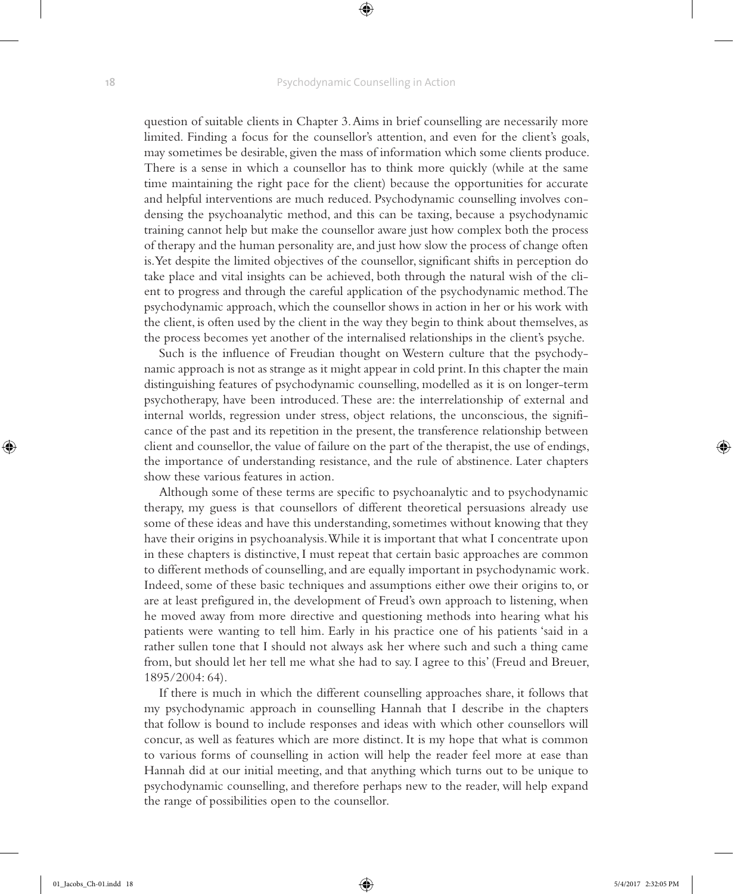question of suitable clients in Chapter 3. Aims in brief counselling are necessarily more limited. Finding a focus for the counsellor's attention, and even for the client's goals, may sometimes be desirable, given the mass of information which some clients produce. There is a sense in which a counsellor has to think more quickly (while at the same time maintaining the right pace for the client) because the opportunities for accurate and helpful interventions are much reduced. Psychodynamic counselling involves condensing the psychoanalytic method, and this can be taxing, because a psychodynamic training cannot help but make the counsellor aware just how complex both the process of therapy and the human personality are, and just how slow the process of change often is. Yet despite the limited objectives of the counsellor, significant shifts in perception do take place and vital insights can be achieved, both through the natural wish of the client to progress and through the careful application of the psychodynamic method. The psychodynamic approach, which the counsellor shows in action in her or his work with the client, is often used by the client in the way they begin to think about themselves, as the process becomes yet another of the internalised relationships in the client's psyche.

Such is the influence of Freudian thought on Western culture that the psychodynamic approach is not as strange as it might appear in cold print. In this chapter the main distinguishing features of psychodynamic counselling, modelled as it is on longer-term psychotherapy, have been introduced. These are: the interrelationship of external and internal worlds, regression under stress, object relations, the unconscious, the significance of the past and its repetition in the present, the transference relationship between client and counsellor, the value of failure on the part of the therapist, the use of endings, the importance of understanding resistance, and the rule of abstinence. Later chapters show these various features in action.

Although some of these terms are specific to psychoanalytic and to psychodynamic therapy, my guess is that counsellors of different theoretical persuasions already use some of these ideas and have this understanding, sometimes without knowing that they have their origins in psychoanalysis. While it is important that what I concentrate upon in these chapters is distinctive, I must repeat that certain basic approaches are common to different methods of counselling, and are equally important in psychodynamic work. Indeed, some of these basic techniques and assumptions either owe their origins to, or are at least prefigured in, the development of Freud's own approach to listening, when he moved away from more directive and questioning methods into hearing what his patients were wanting to tell him. Early in his practice one of his patients 'said in a rather sullen tone that I should not always ask her where such and such a thing came from, but should let her tell me what she had to say. I agree to this' (Freud and Breuer, 1895/2004: 64).

If there is much in which the different counselling approaches share, it follows that my psychodynamic approach in counselling Hannah that I describe in the chapters that follow is bound to include responses and ideas with which other counsellors will concur, as well as features which are more distinct. It is my hope that what is common to various forms of counselling in action will help the reader feel more at ease than Hannah did at our initial meeting, and that anything which turns out to be unique to psychodynamic counselling, and therefore perhaps new to the reader, will help expand the range of possibilities open to the counsellor.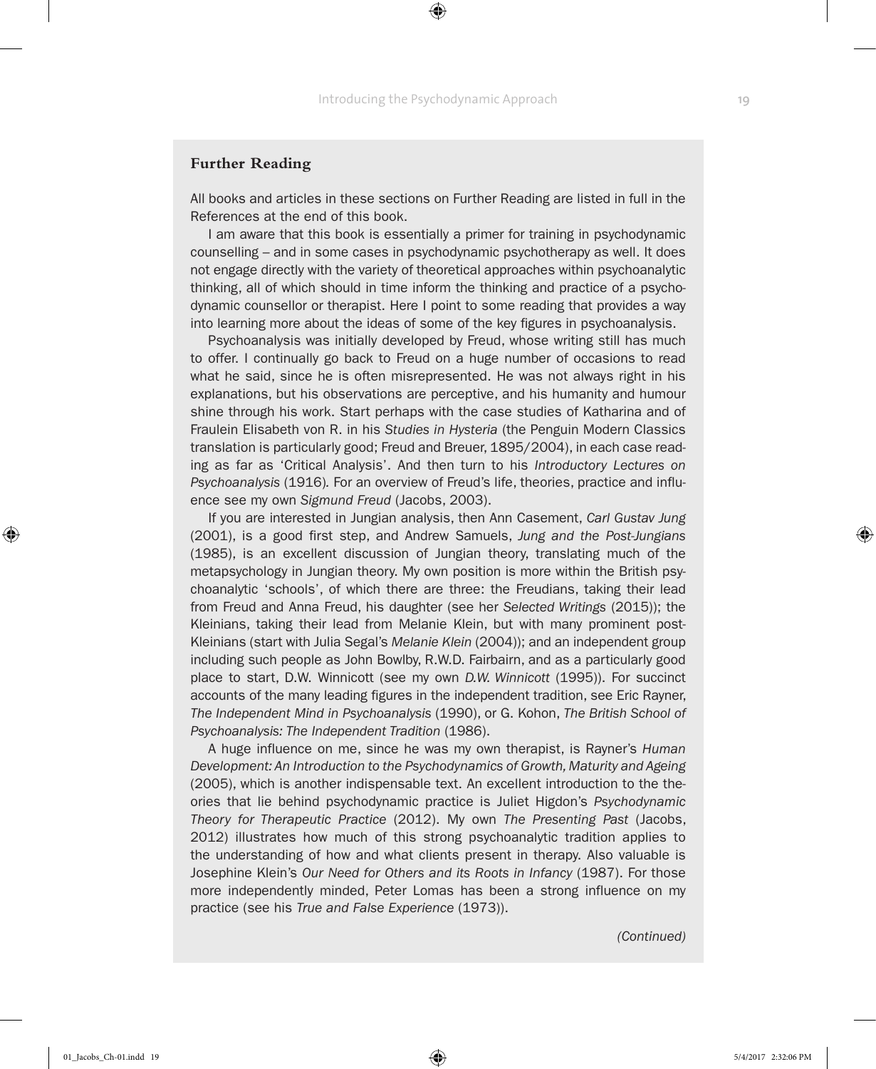## Further Reading

All books and articles in these sections on Further Reading are listed in full in the References at the end of this book.

I am aware that this book is essentially a primer for training in psychodynamic counselling – and in some cases in psychodynamic psychotherapy as well. It does not engage directly with the variety of theoretical approaches within psychoanalytic thinking, all of which should in time inform the thinking and practice of a psychodynamic counsellor or therapist. Here I point to some reading that provides a way into learning more about the ideas of some of the key figures in psychoanalysis.

Psychoanalysis was initially developed by Freud, whose writing still has much to offer. I continually go back to Freud on a huge number of occasions to read what he said, since he is often misrepresented. He was not always right in his explanations, but his observations are perceptive, and his humanity and humour shine through his work. Start perhaps with the case studies of Katharina and of Fraulein Elisabeth von R. in his *Studies in Hysteria* (the Penguin Modern Classics translation is particularly good; Freud and Breuer, 1895/2004), in each case reading as far as 'Critical Analysis'. And then turn to his *Introductory Lectures on Psychoanalysis* (1916). For an overview of Freud's life, theories, practice and influence see my own *Sigmund Freud* (Jacobs, 2003).

If you are interested in Jungian analysis, then Ann Casement, *Carl Gustav Jung* (2001), is a good first step, and Andrew Samuels, *Jung and the Post-Jungians* (1985), is an excellent discussion of Jungian theory, translating much of the metapsychology in Jungian theory. My own position is more within the British psychoanalytic 'schools', of which there are three: the Freudians, taking their lead from Freud and Anna Freud, his daughter (see her *Selected Writings* (2015)); the Kleinians, taking their lead from Melanie Klein, but with many prominent post-Kleinians (start with Julia Segal's *Melanie Klein* (2004)); and an independent group including such people as John Bowlby, R.W.D. Fairbairn, and as a particularly good place to start, D.W. Winnicott (see my own *D.W. Winnicott* (1995)). For succinct accounts of the many leading figures in the independent tradition, see Eric Rayner, *The Independent Mind in Psychoanalysis* (1990), or G. Kohon, *The British School of Psychoanalysis: The Independent Tradition* (1986).

A huge influence on me, since he was my own therapist, is Rayner's *Human Development: An Introduction to the Psychodynamics of Growth, Maturity and Ageing* (2005), which is another indispensable text. An excellent introduction to the theories that lie behind psychodynamic practice is Juliet Higdon's *Psychodynamic Theory for Therapeutic Practice* (2012). My own *The Presenting Past* (Jacobs, 2012) illustrates how much of this strong psychoanalytic tradition applies to the understanding of how and what clients present in therapy. Also valuable is Josephine Klein's *Our Need for Others and its Roots in Infancy* (1987). For those more independently minded, Peter Lomas has been a strong influence on my practice (see his *True and False Experience* (1973)).

*(Continued)*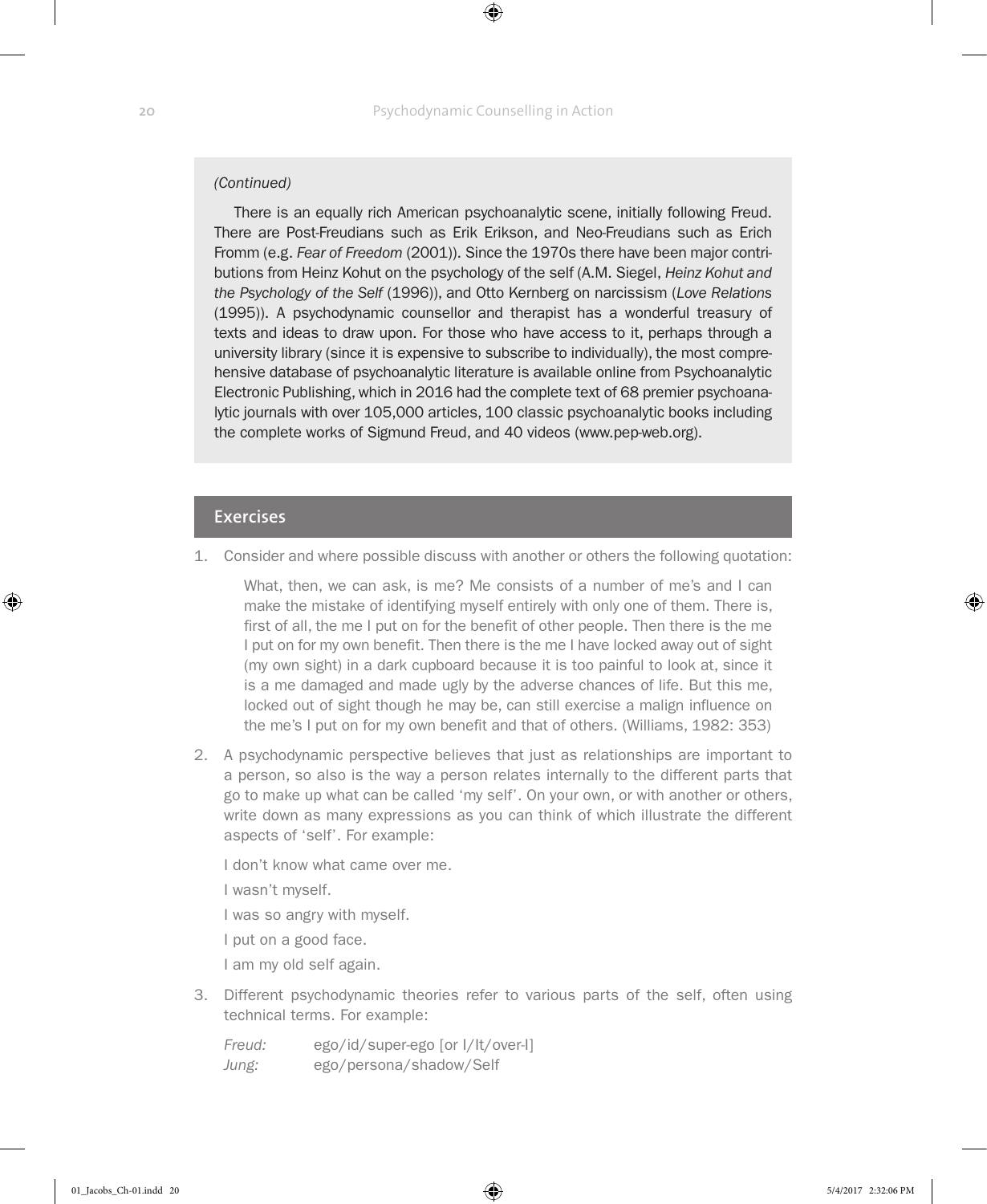*(Continued)*

There is an equally rich American psychoanalytic scene, initially following Freud. There are Post-Freudians such as Erik Erikson, and Neo-Freudians such as Erich Fromm (e.g. *Fear of Freedom* (2001)). Since the 1970s there have been major contributions from Heinz Kohut on the psychology of the self (A.M. Siegel, *Heinz Kohut and the Psychology of the Self* (1996)), and Otto Kernberg on narcissism (*Love Relations* (1995)). A psychodynamic counsellor and therapist has a wonderful treasury of texts and ideas to draw upon. For those who have access to it, perhaps through a university library (since it is expensive to subscribe to individually), the most comprehensive database of psychoanalytic literature is available online from Psychoanalytic Electronic Publishing, which in 2016 had the complete text of 68 premier psychoanalytic journals with over 105,000 articles, 100 classic psychoanalytic books including the complete works of Sigmund Freud, and 40 videos (www.pep-web.org).

## Exercises

1. Consider and where possible discuss with another or others the following quotation:

   > What, then, we can ask, is me? Me consists of a number of me's and I can make the mistake of identifying myself entirely with only one of them. There is, first of all, the me I put on for the benefit of other people. Then there is the me I put on for my own benefit. Then there is the me I have locked away out of sight (my own sight) in a dark cupboard because it is too painful to look at, since it is a me damaged and made ugly by the adverse chances of life. But this me, locked out of sight though he may be, can still exercise a malign influence on the me's I put on for my own benefit and that of others. (Williams, 1982: 353)

2. A psychodynamic perspective believes that just as relationships are important to a person, so also is the way a person relates internally to the different parts that go to make up what can be called 'my self'. On your own, or with another or others, write down as many expressions as you can think of which illustrate the different aspects of 'self'. For example:

   I don't know what came over me.

   I wasn't myself.

   I was so angry with myself.

   I put on a good face.

   I am my old self again.

3. Different psychodynamic theories refer to various parts of the self, often using technical terms. For example:

   *Freud:* ego/id/super-ego [or I/It/over-I]
   *Jung:* ego/persona/shadow/Self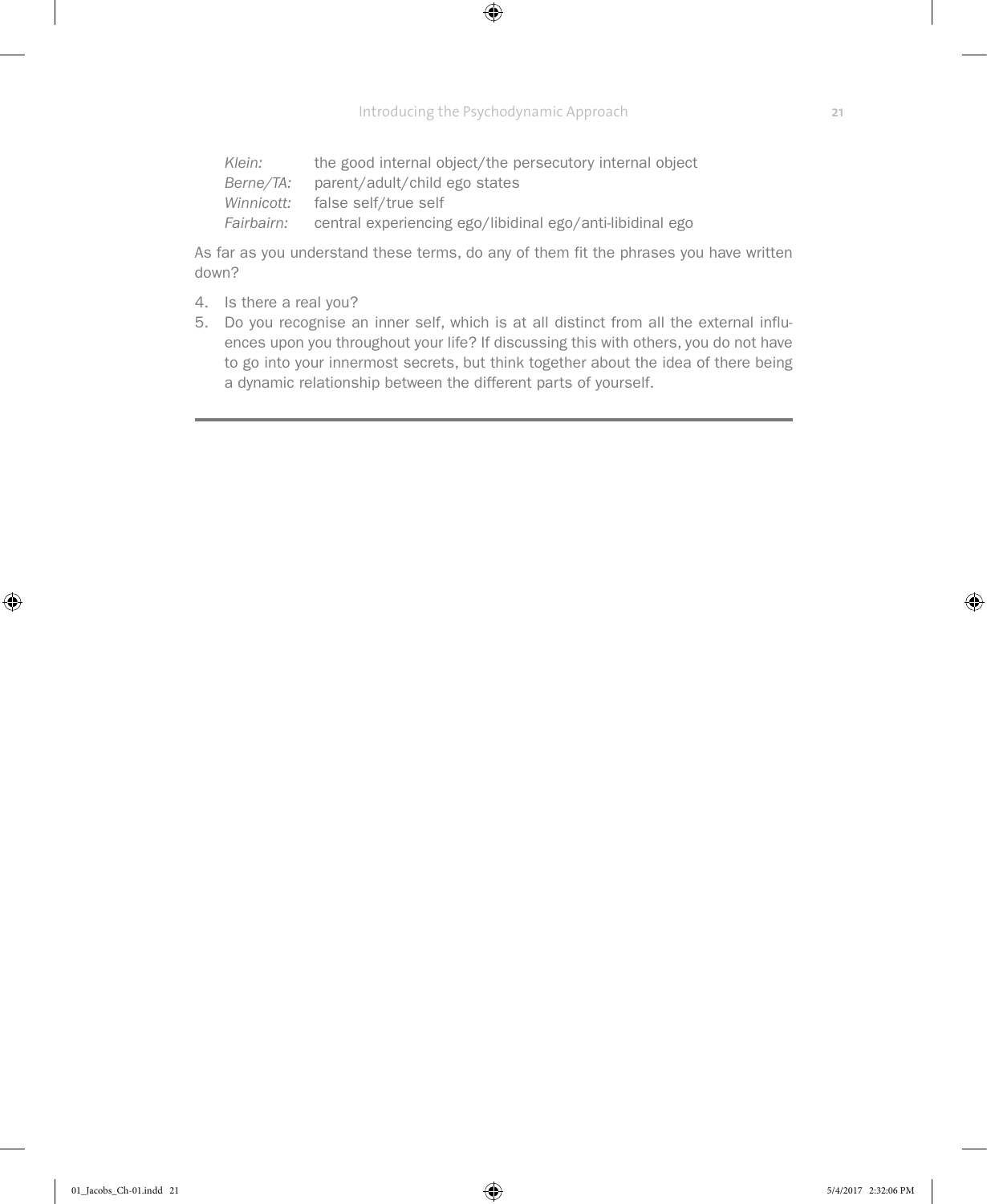| | |
|---|---|
| *Klein:* | the good internal object/the persecutory internal object |
| *Berne/TA:* | parent/adult/child ego states |
| *Winnicott:* | false self/true self |
| *Fairbairn:* | central experiencing ego/libidinal ego/anti-libidinal ego |

As far as you understand these terms, do any of them fit the phrases you have written down?

4. Is there a real you?
5. Do you recognise an inner self, which is at all distinct from all the external influences upon you throughout your life? If discussing this with others, you do not have to go into your innermost secrets, but think together about the idea of there being a dynamic relationship between the different parts of yourself.